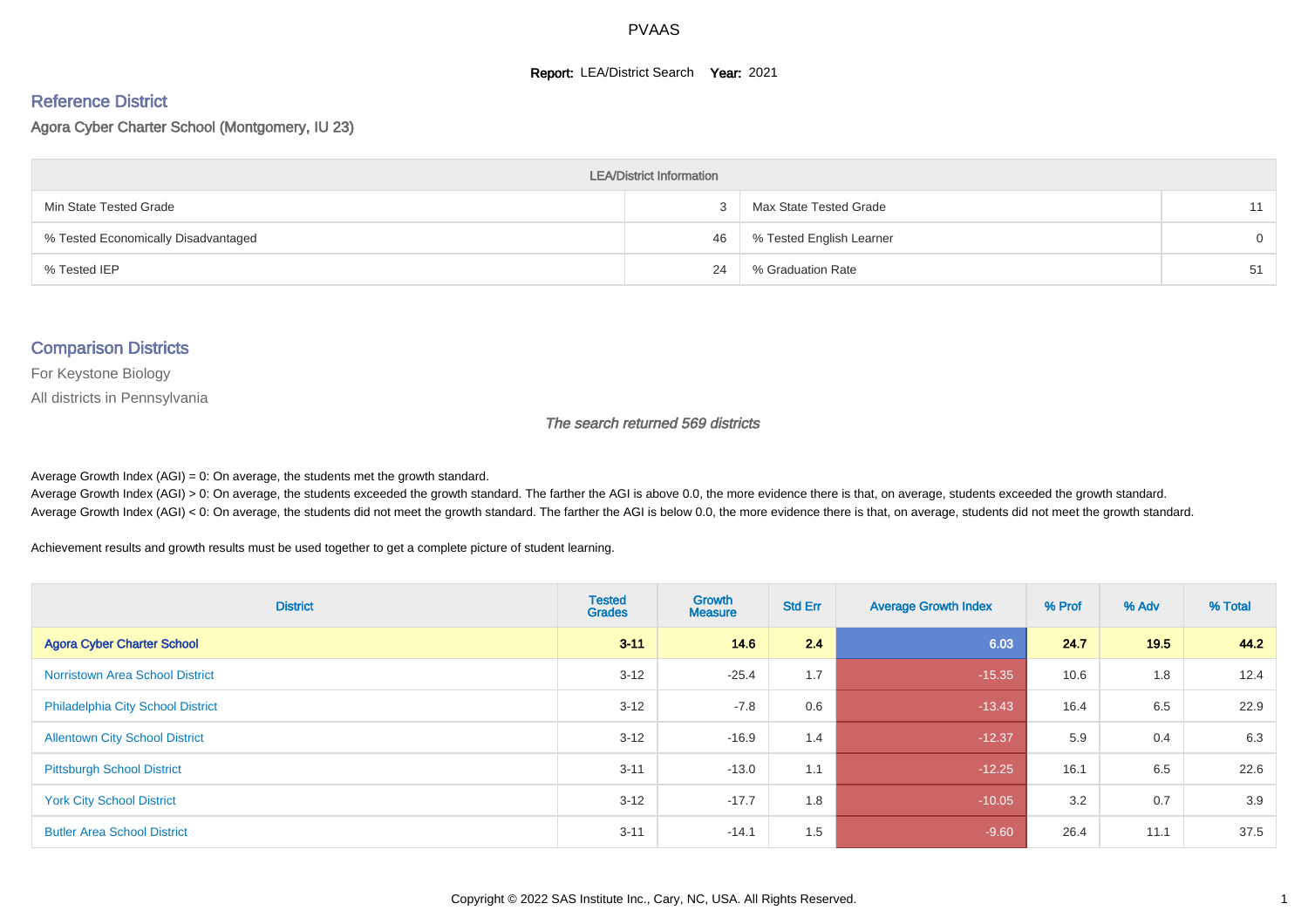# PVAAS

**Report:** LEA/District Search **Year:** 2021

## Reference District

Agora Cyber Charter School (Montgomery, IU 23)

| LEA/District Information | | | |
|---|---|---|---|
| Min State Tested Grade | 3 | Max State Tested Grade | 11 |
| % Tested Economically Disadvantaged | 46 | % Tested English Learner | 0 |
| % Tested IEP | 24 | % Graduation Rate | 51 |

## Comparison Districts

For Keystone Biology

All districts in Pennsylvania

*The search returned 569 districts*

Average Growth Index (AGI) = 0: On average, the students met the growth standard.
Average Growth Index (AGI) > 0: On average, the students exceeded the growth standard. The farther the AGI is above 0.0, the more evidence there is that, on average, students exceeded the growth standard.
Average Growth Index (AGI) < 0: On average, the students did not meet the growth standard. The farther the AGI is below 0.0, the more evidence there is that, on average, students did not meet the growth standard.

Achievement results and growth results must be used together to get a complete picture of student learning.

| District | Tested Grades | Growth Measure | Std Err | Average Growth Index | % Prof | % Adv | % Total |
|---|---|---|---|---|---|---|---|
| **Agora Cyber Charter School** | **3-11** | **14.6** | **2.4** | **6.03** | **24.7** | **19.5** | **44.2** |
| Norristown Area School District | 3-12 | -25.4 | 1.7 | -15.35 | 10.6 | 1.8 | 12.4 |
| Philadelphia City School District | 3-12 | -7.8 | 0.6 | -13.43 | 16.4 | 6.5 | 22.9 |
| Allentown City School District | 3-12 | -16.9 | 1.4 | -12.37 | 5.9 | 0.4 | 6.3 |
| Pittsburgh School District | 3-11 | -13.0 | 1.1 | -12.25 | 16.1 | 6.5 | 22.6 |
| York City School District | 3-12 | -17.7 | 1.8 | -10.05 | 3.2 | 0.7 | 3.9 |
| Butler Area School District | 3-11 | -14.1 | 1.5 | -9.60 | 26.4 | 11.1 | 37.5 |

Copyright © 2022 SAS Institute Inc., Cary, NC, USA. All Rights Reserved.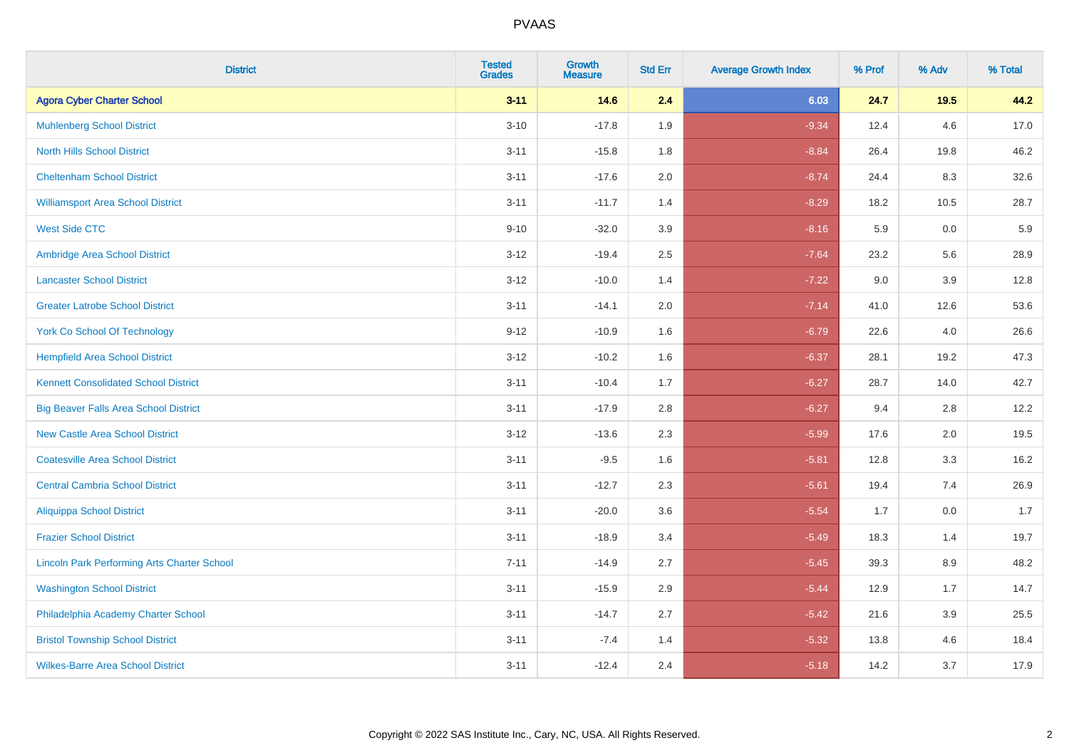# PVAAS

| District | Tested Grades | Growth Measure | Std Err | Average Growth Index | % Prof | % Adv | % Total |
|---|---|---|---|---|---|---|---|
| **Agora Cyber Charter School** | **3-11** | **14.6** | **2.4** | **6.03** | **24.7** | **19.5** | **44.2** |
| Muhlenberg School District | 3-10 | -17.8 | 1.9 | -9.34 | 12.4 | 4.6 | 17.0 |
| North Hills School District | 3-11 | -15.8 | 1.8 | -8.84 | 26.4 | 19.8 | 46.2 |
| Cheltenham School District | 3-11 | -17.6 | 2.0 | -8.74 | 24.4 | 8.3 | 32.6 |
| Williamsport Area School District | 3-11 | -11.7 | 1.4 | -8.29 | 18.2 | 10.5 | 28.7 |
| West Side CTC | 9-10 | -32.0 | 3.9 | -8.16 | 5.9 | 0.0 | 5.9 |
| Ambridge Area School District | 3-12 | -19.4 | 2.5 | -7.64 | 23.2 | 5.6 | 28.9 |
| Lancaster School District | 3-12 | -10.0 | 1.4 | -7.22 | 9.0 | 3.9 | 12.8 |
| Greater Latrobe School District | 3-11 | -14.1 | 2.0 | -7.14 | 41.0 | 12.6 | 53.6 |
| York Co School Of Technology | 9-12 | -10.9 | 1.6 | -6.79 | 22.6 | 4.0 | 26.6 |
| Hempfield Area School District | 3-12 | -10.2 | 1.6 | -6.37 | 28.1 | 19.2 | 47.3 |
| Kennett Consolidated School District | 3-11 | -10.4 | 1.7 | -6.27 | 28.7 | 14.0 | 42.7 |
| Big Beaver Falls Area School District | 3-11 | -17.9 | 2.8 | -6.27 | 9.4 | 2.8 | 12.2 |
| New Castle Area School District | 3-12 | -13.6 | 2.3 | -5.99 | 17.6 | 2.0 | 19.5 |
| Coatesville Area School District | 3-11 | -9.5 | 1.6 | -5.81 | 12.8 | 3.3 | 16.2 |
| Central Cambria School District | 3-11 | -12.7 | 2.3 | -5.61 | 19.4 | 7.4 | 26.9 |
| Aliquippa School District | 3-11 | -20.0 | 3.6 | -5.54 | 1.7 | 0.0 | 1.7 |
| Frazier School District | 3-11 | -18.9 | 3.4 | -5.49 | 18.3 | 1.4 | 19.7 |
| Lincoln Park Performing Arts Charter School | 7-11 | -14.9 | 2.7 | -5.45 | 39.3 | 8.9 | 48.2 |
| Washington School District | 3-11 | -15.9 | 2.9 | -5.44 | 12.9 | 1.7 | 14.7 |
| Philadelphia Academy Charter School | 3-11 | -14.7 | 2.7 | -5.42 | 21.6 | 3.9 | 25.5 |
| Bristol Township School District | 3-11 | -7.4 | 1.4 | -5.32 | 13.8 | 4.6 | 18.4 |
| Wilkes-Barre Area School District | 3-11 | -12.4 | 2.4 | -5.18 | 14.2 | 3.7 | 17.9 |

Copyright © 2022 SAS Institute Inc., Cary, NC, USA. All Rights Reserved.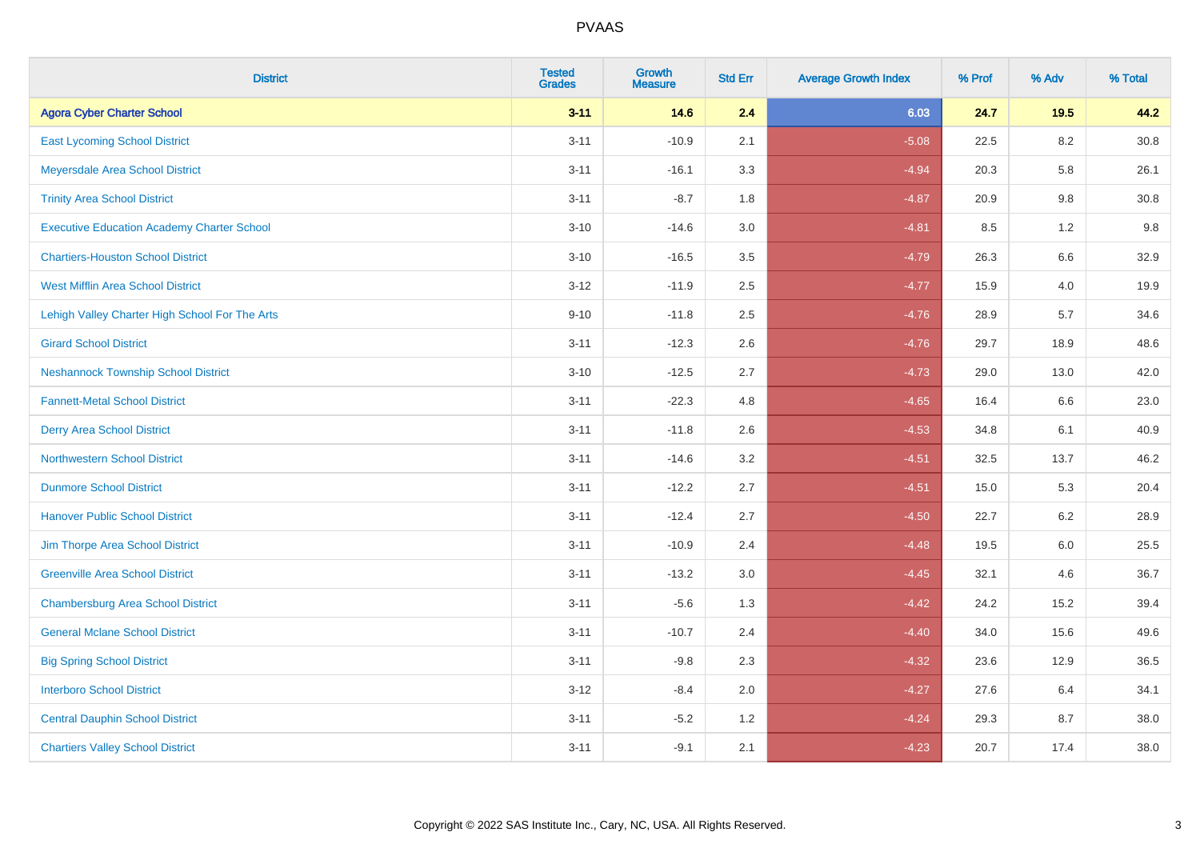# PVAAS

| District | Tested Grades | Growth Measure | Std Err | Average Growth Index | % Prof | % Adv | % Total |
|---|---|---|---|---|---|---|---|
| **Agora Cyber Charter School** | **3-11** | **14.6** | **2.4** | **6.03** | **24.7** | **19.5** | **44.2** |
| East Lycoming School District | 3-11 | -10.9 | 2.1 | -5.08 | 22.5 | 8.2 | 30.8 |
| Meyersdale Area School District | 3-11 | -16.1 | 3.3 | -4.94 | 20.3 | 5.8 | 26.1 |
| Trinity Area School District | 3-11 | -8.7 | 1.8 | -4.87 | 20.9 | 9.8 | 30.8 |
| Executive Education Academy Charter School | 3-10 | -14.6 | 3.0 | -4.81 | 8.5 | 1.2 | 9.8 |
| Chartiers-Houston School District | 3-10 | -16.5 | 3.5 | -4.79 | 26.3 | 6.6 | 32.9 |
| West Mifflin Area School District | 3-12 | -11.9 | 2.5 | -4.77 | 15.9 | 4.0 | 19.9 |
| Lehigh Valley Charter High School For The Arts | 9-10 | -11.8 | 2.5 | -4.76 | 28.9 | 5.7 | 34.6 |
| Girard School District | 3-11 | -12.3 | 2.6 | -4.76 | 29.7 | 18.9 | 48.6 |
| Neshannock Township School District | 3-10 | -12.5 | 2.7 | -4.73 | 29.0 | 13.0 | 42.0 |
| Fannett-Metal School District | 3-11 | -22.3 | 4.8 | -4.65 | 16.4 | 6.6 | 23.0 |
| Derry Area School District | 3-11 | -11.8 | 2.6 | -4.53 | 34.8 | 6.1 | 40.9 |
| Northwestern School District | 3-11 | -14.6 | 3.2 | -4.51 | 32.5 | 13.7 | 46.2 |
| Dunmore School District | 3-11 | -12.2 | 2.7 | -4.51 | 15.0 | 5.3 | 20.4 |
| Hanover Public School District | 3-11 | -12.4 | 2.7 | -4.50 | 22.7 | 6.2 | 28.9 |
| Jim Thorpe Area School District | 3-11 | -10.9 | 2.4 | -4.48 | 19.5 | 6.0 | 25.5 |
| Greenville Area School District | 3-11 | -13.2 | 3.0 | -4.45 | 32.1 | 4.6 | 36.7 |
| Chambersburg Area School District | 3-11 | -5.6 | 1.3 | -4.42 | 24.2 | 15.2 | 39.4 |
| General Mclane School District | 3-11 | -10.7 | 2.4 | -4.40 | 34.0 | 15.6 | 49.6 |
| Big Spring School District | 3-11 | -9.8 | 2.3 | -4.32 | 23.6 | 12.9 | 36.5 |
| Interboro School District | 3-12 | -8.4 | 2.0 | -4.27 | 27.6 | 6.4 | 34.1 |
| Central Dauphin School District | 3-11 | -5.2 | 1.2 | -4.24 | 29.3 | 8.7 | 38.0 |
| Chartiers Valley School District | 3-11 | -9.1 | 2.1 | -4.23 | 20.7 | 17.4 | 38.0 |

Copyright © 2022 SAS Institute Inc., Cary, NC, USA. All Rights Reserved.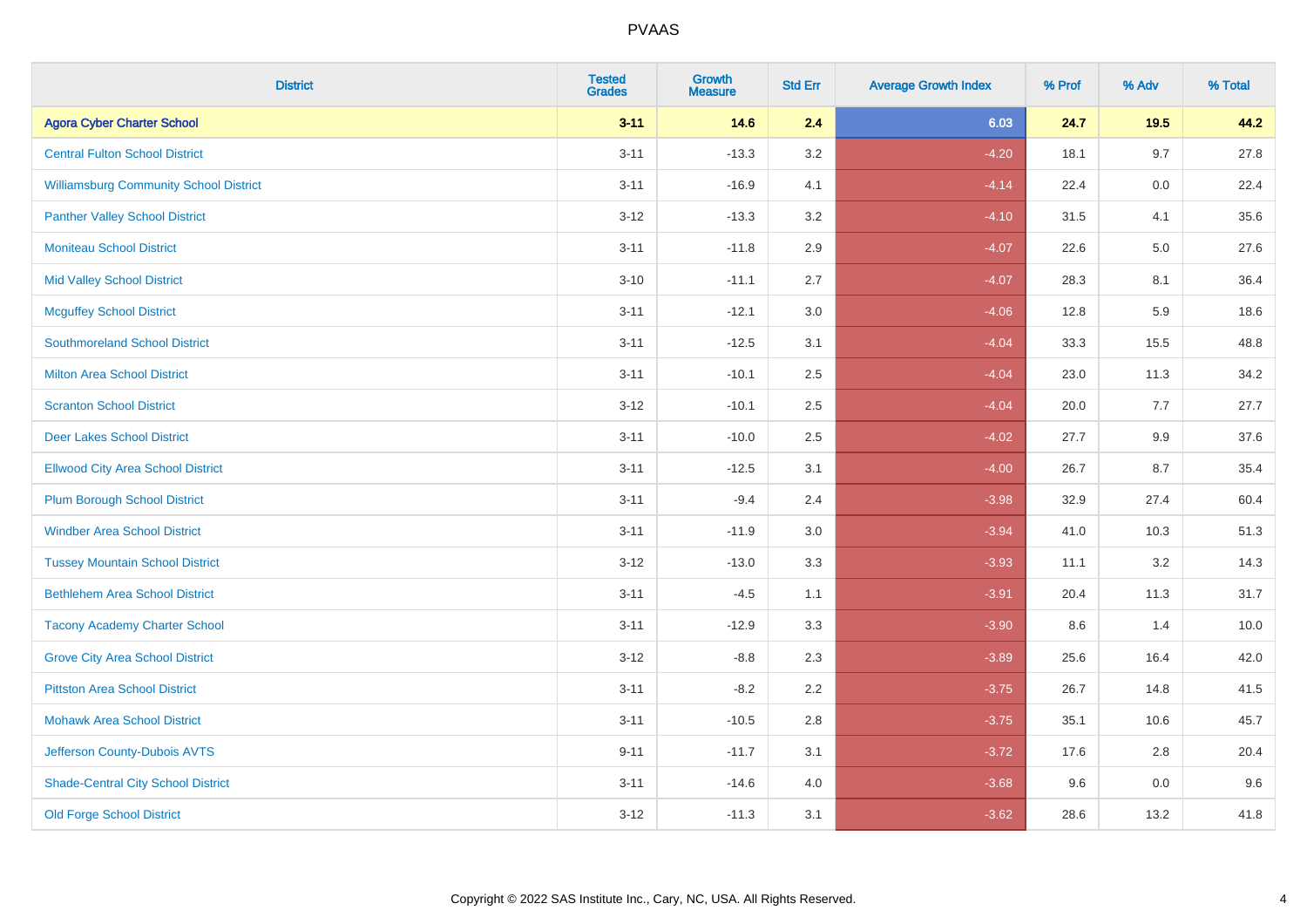# PVAAS

| District | Tested Grades | Growth Measure | Std Err | Average Growth Index | % Prof | % Adv | % Total |
|---|---|---|---|---|---|---|---|
| **Agora Cyber Charter School** | **3-11** | **14.6** | **2.4** | **6.03** | **24.7** | **19.5** | **44.2** |
| Central Fulton School District | 3-11 | -13.3 | 3.2 | -4.20 | 18.1 | 9.7 | 27.8 |
| Williamsburg Community School District | 3-11 | -16.9 | 4.1 | -4.14 | 22.4 | 0.0 | 22.4 |
| Panther Valley School District | 3-12 | -13.3 | 3.2 | -4.10 | 31.5 | 4.1 | 35.6 |
| Moniteau School District | 3-11 | -11.8 | 2.9 | -4.07 | 22.6 | 5.0 | 27.6 |
| Mid Valley School District | 3-10 | -11.1 | 2.7 | -4.07 | 28.3 | 8.1 | 36.4 |
| Mcguffey School District | 3-11 | -12.1 | 3.0 | -4.06 | 12.8 | 5.9 | 18.6 |
| Southmoreland School District | 3-11 | -12.5 | 3.1 | -4.04 | 33.3 | 15.5 | 48.8 |
| Milton Area School District | 3-11 | -10.1 | 2.5 | -4.04 | 23.0 | 11.3 | 34.2 |
| Scranton School District | 3-12 | -10.1 | 2.5 | -4.04 | 20.0 | 7.7 | 27.7 |
| Deer Lakes School District | 3-11 | -10.0 | 2.5 | -4.02 | 27.7 | 9.9 | 37.6 |
| Ellwood City Area School District | 3-11 | -12.5 | 3.1 | -4.00 | 26.7 | 8.7 | 35.4 |
| Plum Borough School District | 3-11 | -9.4 | 2.4 | -3.98 | 32.9 | 27.4 | 60.4 |
| Windber Area School District | 3-11 | -11.9 | 3.0 | -3.94 | 41.0 | 10.3 | 51.3 |
| Tussey Mountain School District | 3-12 | -13.0 | 3.3 | -3.93 | 11.1 | 3.2 | 14.3 |
| Bethlehem Area School District | 3-11 | -4.5 | 1.1 | -3.91 | 20.4 | 11.3 | 31.7 |
| Tacony Academy Charter School | 3-11 | -12.9 | 3.3 | -3.90 | 8.6 | 1.4 | 10.0 |
| Grove City Area School District | 3-12 | -8.8 | 2.3 | -3.89 | 25.6 | 16.4 | 42.0 |
| Pittston Area School District | 3-11 | -8.2 | 2.2 | -3.75 | 26.7 | 14.8 | 41.5 |
| Mohawk Area School District | 3-11 | -10.5 | 2.8 | -3.75 | 35.1 | 10.6 | 45.7 |
| Jefferson County-Dubois AVTS | 9-11 | -11.7 | 3.1 | -3.72 | 17.6 | 2.8 | 20.4 |
| Shade-Central City School District | 3-11 | -14.6 | 4.0 | -3.68 | 9.6 | 0.0 | 9.6 |
| Old Forge School District | 3-12 | -11.3 | 3.1 | -3.62 | 28.6 | 13.2 | 41.8 |

Copyright © 2022 SAS Institute Inc., Cary, NC, USA. All Rights Reserved.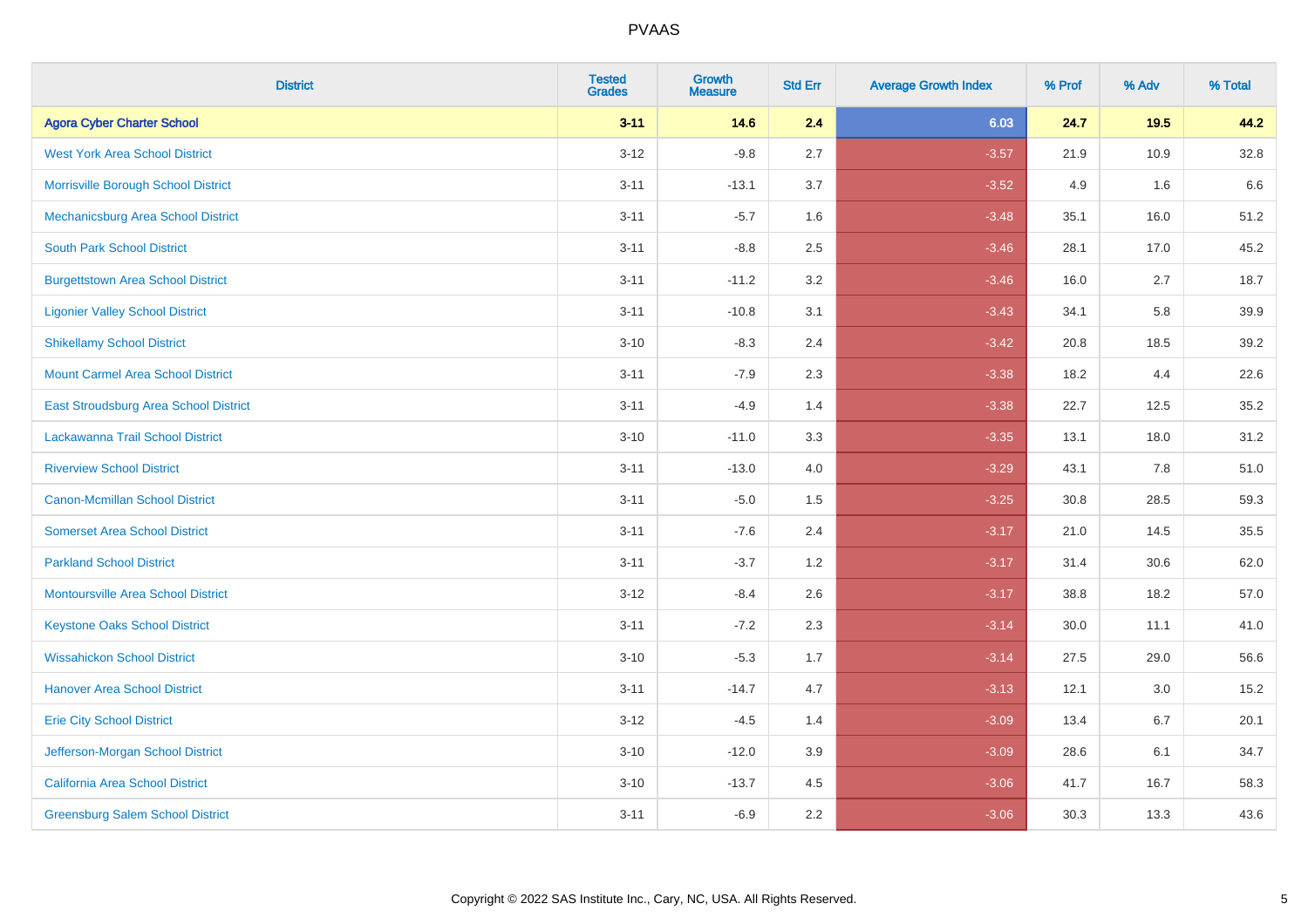# PVAAS

| District | Tested Grades | Growth Measure | Std Err | Average Growth Index | % Prof | % Adv | % Total |
|---|---|---|---|---|---|---|---|
| **Agora Cyber Charter School** | **3-11** | **14.6** | **2.4** | **6.03** | **24.7** | **19.5** | **44.2** |
| West York Area School District | 3-12 | -9.8 | 2.7 | -3.57 | 21.9 | 10.9 | 32.8 |
| Morrisville Borough School District | 3-11 | -13.1 | 3.7 | -3.52 | 4.9 | 1.6 | 6.6 |
| Mechanicsburg Area School District | 3-11 | -5.7 | 1.6 | -3.48 | 35.1 | 16.0 | 51.2 |
| South Park School District | 3-11 | -8.8 | 2.5 | -3.46 | 28.1 | 17.0 | 45.2 |
| Burgettstown Area School District | 3-11 | -11.2 | 3.2 | -3.46 | 16.0 | 2.7 | 18.7 |
| Ligonier Valley School District | 3-11 | -10.8 | 3.1 | -3.43 | 34.1 | 5.8 | 39.9 |
| Shikellamy School District | 3-10 | -8.3 | 2.4 | -3.42 | 20.8 | 18.5 | 39.2 |
| Mount Carmel Area School District | 3-11 | -7.9 | 2.3 | -3.38 | 18.2 | 4.4 | 22.6 |
| East Stroudsburg Area School District | 3-11 | -4.9 | 1.4 | -3.38 | 22.7 | 12.5 | 35.2 |
| Lackawanna Trail School District | 3-10 | -11.0 | 3.3 | -3.35 | 13.1 | 18.0 | 31.2 |
| Riverview School District | 3-11 | -13.0 | 4.0 | -3.29 | 43.1 | 7.8 | 51.0 |
| Canon-Mcmillan School District | 3-11 | -5.0 | 1.5 | -3.25 | 30.8 | 28.5 | 59.3 |
| Somerset Area School District | 3-11 | -7.6 | 2.4 | -3.17 | 21.0 | 14.5 | 35.5 |
| Parkland School District | 3-11 | -3.7 | 1.2 | -3.17 | 31.4 | 30.6 | 62.0 |
| Montoursville Area School District | 3-12 | -8.4 | 2.6 | -3.17 | 38.8 | 18.2 | 57.0 |
| Keystone Oaks School District | 3-11 | -7.2 | 2.3 | -3.14 | 30.0 | 11.1 | 41.0 |
| Wissahickon School District | 3-10 | -5.3 | 1.7 | -3.14 | 27.5 | 29.0 | 56.6 |
| Hanover Area School District | 3-11 | -14.7 | 4.7 | -3.13 | 12.1 | 3.0 | 15.2 |
| Erie City School District | 3-12 | -4.5 | 1.4 | -3.09 | 13.4 | 6.7 | 20.1 |
| Jefferson-Morgan School District | 3-10 | -12.0 | 3.9 | -3.09 | 28.6 | 6.1 | 34.7 |
| California Area School District | 3-10 | -13.7 | 4.5 | -3.06 | 41.7 | 16.7 | 58.3 |
| Greensburg Salem School District | 3-11 | -6.9 | 2.2 | -3.06 | 30.3 | 13.3 | 43.6 |

Copyright © 2022 SAS Institute Inc., Cary, NC, USA. All Rights Reserved.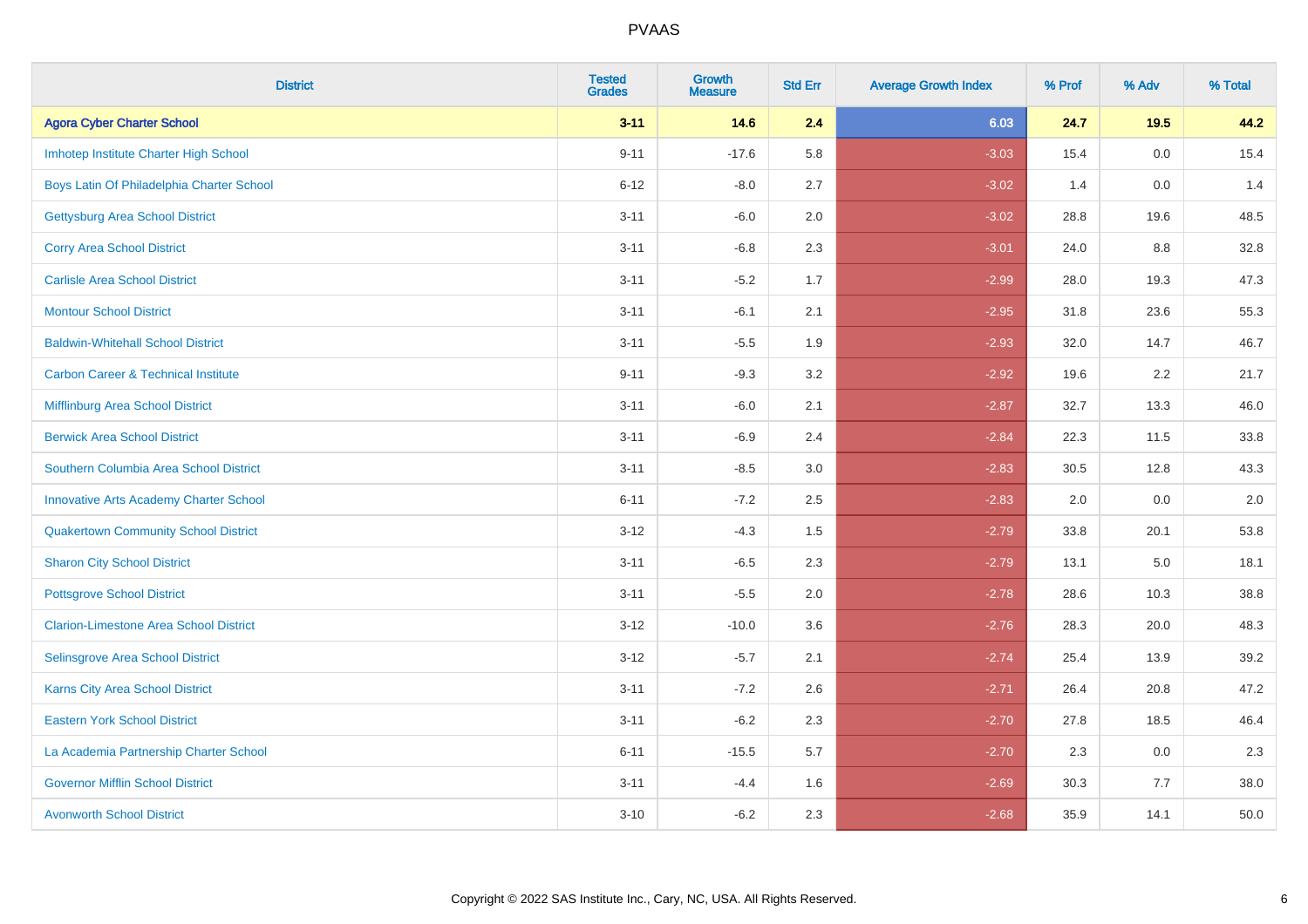# PVAAS

| District | Tested Grades | Growth Measure | Std Err | Average Growth Index | % Prof | % Adv | % Total |
|---|---|---|---|---|---|---|---|
| **Agora Cyber Charter School** | **3-11** | **14.6** | **2.4** | **6.03** | **24.7** | **19.5** | **44.2** |
| Imhotep Institute Charter High School | 9-11 | -17.6 | 5.8 | -3.03 | 15.4 | 0.0 | 15.4 |
| Boys Latin Of Philadelphia Charter School | 6-12 | -8.0 | 2.7 | -3.02 | 1.4 | 0.0 | 1.4 |
| Gettysburg Area School District | 3-11 | -6.0 | 2.0 | -3.02 | 28.8 | 19.6 | 48.5 |
| Corry Area School District | 3-11 | -6.8 | 2.3 | -3.01 | 24.0 | 8.8 | 32.8 |
| Carlisle Area School District | 3-11 | -5.2 | 1.7 | -2.99 | 28.0 | 19.3 | 47.3 |
| Montour School District | 3-11 | -6.1 | 2.1 | -2.95 | 31.8 | 23.6 | 55.3 |
| Baldwin-Whitehall School District | 3-11 | -5.5 | 1.9 | -2.93 | 32.0 | 14.7 | 46.7 |
| Carbon Career & Technical Institute | 9-11 | -9.3 | 3.2 | -2.92 | 19.6 | 2.2 | 21.7 |
| Mifflinburg Area School District | 3-11 | -6.0 | 2.1 | -2.87 | 32.7 | 13.3 | 46.0 |
| Berwick Area School District | 3-11 | -6.9 | 2.4 | -2.84 | 22.3 | 11.5 | 33.8 |
| Southern Columbia Area School District | 3-11 | -8.5 | 3.0 | -2.83 | 30.5 | 12.8 | 43.3 |
| Innovative Arts Academy Charter School | 6-11 | -7.2 | 2.5 | -2.83 | 2.0 | 0.0 | 2.0 |
| Quakertown Community School District | 3-12 | -4.3 | 1.5 | -2.79 | 33.8 | 20.1 | 53.8 |
| Sharon City School District | 3-11 | -6.5 | 2.3 | -2.79 | 13.1 | 5.0 | 18.1 |
| Pottsgrove School District | 3-11 | -5.5 | 2.0 | -2.78 | 28.6 | 10.3 | 38.8 |
| Clarion-Limestone Area School District | 3-12 | -10.0 | 3.6 | -2.76 | 28.3 | 20.0 | 48.3 |
| Selinsgrove Area School District | 3-12 | -5.7 | 2.1 | -2.74 | 25.4 | 13.9 | 39.2 |
| Karns City Area School District | 3-11 | -7.2 | 2.6 | -2.71 | 26.4 | 20.8 | 47.2 |
| Eastern York School District | 3-11 | -6.2 | 2.3 | -2.70 | 27.8 | 18.5 | 46.4 |
| La Academia Partnership Charter School | 6-11 | -15.5 | 5.7 | -2.70 | 2.3 | 0.0 | 2.3 |
| Governor Mifflin School District | 3-11 | -4.4 | 1.6 | -2.69 | 30.3 | 7.7 | 38.0 |
| Avonworth School District | 3-10 | -6.2 | 2.3 | -2.68 | 35.9 | 14.1 | 50.0 |

Copyright © 2022 SAS Institute Inc., Cary, NC, USA. All Rights Reserved.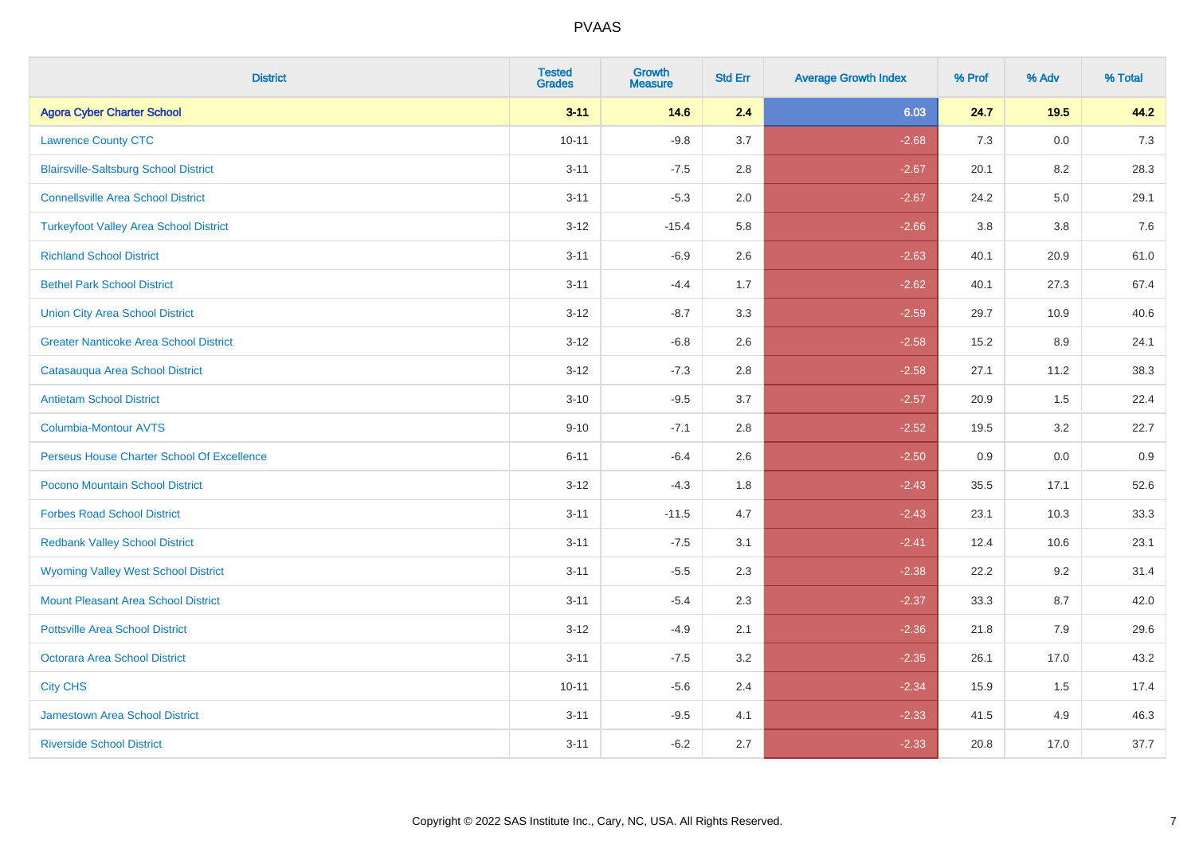| District | Tested Grades | Growth Measure | Std Err | Average Growth Index | % Prof | % Adv | % Total |
|---|---|---|---|---|---|---|---|
| **Agora Cyber Charter School** | **3-11** | **14.6** | **2.4** | **6.03** | **24.7** | **19.5** | **44.2** |
| Lawrence County CTC | 10-11 | -9.8 | 3.7 | -2.68 | 7.3 | 0.0 | 7.3 |
| Blairsville-Saltsburg School District | 3-11 | -7.5 | 2.8 | -2.67 | 20.1 | 8.2 | 28.3 |
| Connellsville Area School District | 3-11 | -5.3 | 2.0 | -2.67 | 24.2 | 5.0 | 29.1 |
| Turkeyfoot Valley Area School District | 3-12 | -15.4 | 5.8 | -2.66 | 3.8 | 3.8 | 7.6 |
| Richland School District | 3-11 | -6.9 | 2.6 | -2.63 | 40.1 | 20.9 | 61.0 |
| Bethel Park School District | 3-11 | -4.4 | 1.7 | -2.62 | 40.1 | 27.3 | 67.4 |
| Union City Area School District | 3-12 | -8.7 | 3.3 | -2.59 | 29.7 | 10.9 | 40.6 |
| Greater Nanticoke Area School District | 3-12 | -6.8 | 2.6 | -2.58 | 15.2 | 8.9 | 24.1 |
| Catasauqua Area School District | 3-12 | -7.3 | 2.8 | -2.58 | 27.1 | 11.2 | 38.3 |
| Antietam School District | 3-10 | -9.5 | 3.7 | -2.57 | 20.9 | 1.5 | 22.4 |
| Columbia-Montour AVTS | 9-10 | -7.1 | 2.8 | -2.52 | 19.5 | 3.2 | 22.7 |
| Perseus House Charter School Of Excellence | 6-11 | -6.4 | 2.6 | -2.50 | 0.9 | 0.0 | 0.9 |
| Pocono Mountain School District | 3-12 | -4.3 | 1.8 | -2.43 | 35.5 | 17.1 | 52.6 |
| Forbes Road School District | 3-11 | -11.5 | 4.7 | -2.43 | 23.1 | 10.3 | 33.3 |
| Redbank Valley School District | 3-11 | -7.5 | 3.1 | -2.41 | 12.4 | 10.6 | 23.1 |
| Wyoming Valley West School District | 3-11 | -5.5 | 2.3 | -2.38 | 22.2 | 9.2 | 31.4 |
| Mount Pleasant Area School District | 3-11 | -5.4 | 2.3 | -2.37 | 33.3 | 8.7 | 42.0 |
| Pottsville Area School District | 3-12 | -4.9 | 2.1 | -2.36 | 21.8 | 7.9 | 29.6 |
| Octorara Area School District | 3-11 | -7.5 | 3.2 | -2.35 | 26.1 | 17.0 | 43.2 |
| City CHS | 10-11 | -5.6 | 2.4 | -2.34 | 15.9 | 1.5 | 17.4 |
| Jamestown Area School District | 3-11 | -9.5 | 4.1 | -2.33 | 41.5 | 4.9 | 46.3 |
| Riverside School District | 3-11 | -6.2 | 2.7 | -2.33 | 20.8 | 17.0 | 37.7 |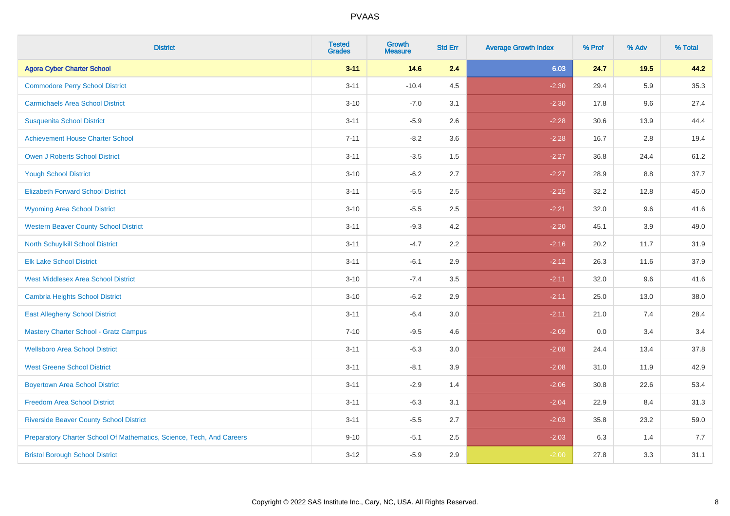# PVAAS

| District | Tested Grades | Growth Measure | Std Err | Average Growth Index | % Prof | % Adv | % Total |
|---|---|---|---|---|---|---|---|
| **Agora Cyber Charter School** | **3-11** | **14.6** | **2.4** | **6.03** | **24.7** | **19.5** | **44.2** |
| Commodore Perry School District | 3-11 | -10.4 | 4.5 | -2.30 | 29.4 | 5.9 | 35.3 |
| Carmichaels Area School District | 3-10 | -7.0 | 3.1 | -2.30 | 17.8 | 9.6 | 27.4 |
| Susquenita School District | 3-11 | -5.9 | 2.6 | -2.28 | 30.6 | 13.9 | 44.4 |
| Achievement House Charter School | 7-11 | -8.2 | 3.6 | -2.28 | 16.7 | 2.8 | 19.4 |
| Owen J Roberts School District | 3-11 | -3.5 | 1.5 | -2.27 | 36.8 | 24.4 | 61.2 |
| Yough School District | 3-10 | -6.2 | 2.7 | -2.27 | 28.9 | 8.8 | 37.7 |
| Elizabeth Forward School District | 3-11 | -5.5 | 2.5 | -2.25 | 32.2 | 12.8 | 45.0 |
| Wyoming Area School District | 3-10 | -5.5 | 2.5 | -2.21 | 32.0 | 9.6 | 41.6 |
| Western Beaver County School District | 3-11 | -9.3 | 4.2 | -2.20 | 45.1 | 3.9 | 49.0 |
| North Schuylkill School District | 3-11 | -4.7 | 2.2 | -2.16 | 20.2 | 11.7 | 31.9 |
| Elk Lake School District | 3-11 | -6.1 | 2.9 | -2.12 | 26.3 | 11.6 | 37.9 |
| West Middlesex Area School District | 3-10 | -7.4 | 3.5 | -2.11 | 32.0 | 9.6 | 41.6 |
| Cambria Heights School District | 3-10 | -6.2 | 2.9 | -2.11 | 25.0 | 13.0 | 38.0 |
| East Allegheny School District | 3-11 | -6.4 | 3.0 | -2.11 | 21.0 | 7.4 | 28.4 |
| Mastery Charter School - Gratz Campus | 7-10 | -9.5 | 4.6 | -2.09 | 0.0 | 3.4 | 3.4 |
| Wellsboro Area School District | 3-11 | -6.3 | 3.0 | -2.08 | 24.4 | 13.4 | 37.8 |
| West Greene School District | 3-11 | -8.1 | 3.9 | -2.08 | 31.0 | 11.9 | 42.9 |
| Boyertown Area School District | 3-11 | -2.9 | 1.4 | -2.06 | 30.8 | 22.6 | 53.4 |
| Freedom Area School District | 3-11 | -6.3 | 3.1 | -2.04 | 22.9 | 8.4 | 31.3 |
| Riverside Beaver County School District | 3-11 | -5.5 | 2.7 | -2.03 | 35.8 | 23.2 | 59.0 |
| Preparatory Charter School Of Mathematics, Science, Tech, And Careers | 9-10 | -5.1 | 2.5 | -2.03 | 6.3 | 1.4 | 7.7 |
| Bristol Borough School District | 3-12 | -5.9 | 2.9 | -2.00 | 27.8 | 3.3 | 31.1 |

Copyright © 2022 SAS Institute Inc., Cary, NC, USA. All Rights Reserved.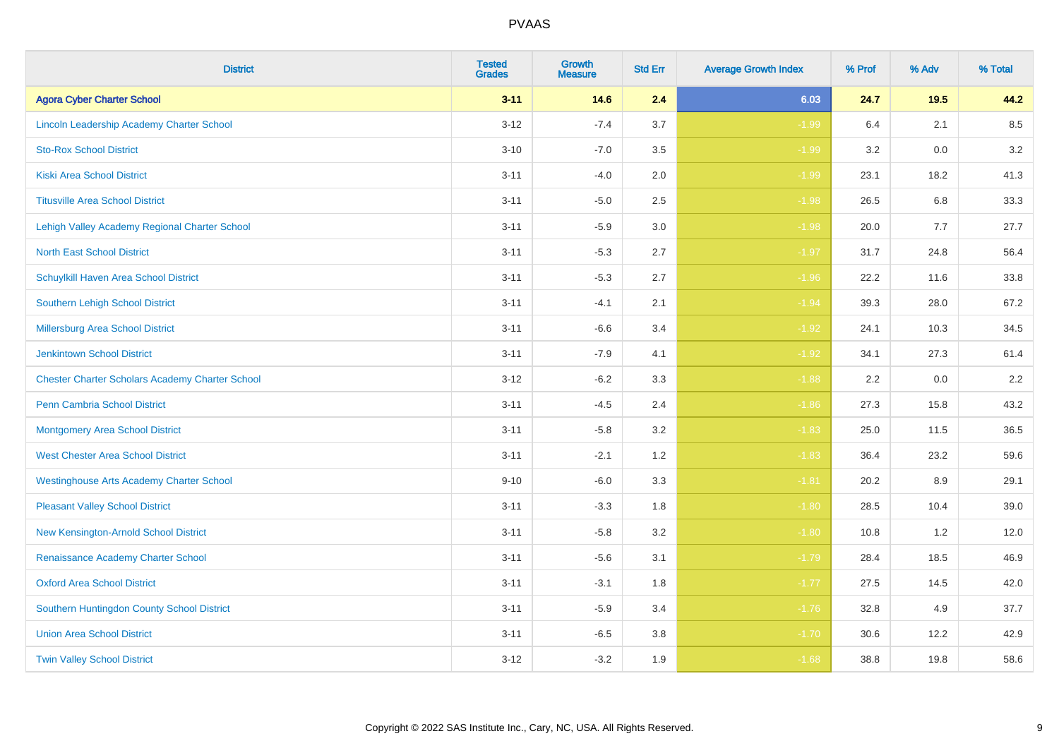# PVAAS

| District | Tested Grades | Growth Measure | Std Err | Average Growth Index | % Prof | % Adv | % Total |
|---|---|---|---|---|---|---|---|
| **Agora Cyber Charter School** | **3-11** | **14.6** | **2.4** | **6.03** | **24.7** | **19.5** | **44.2** |
| Lincoln Leadership Academy Charter School | 3-12 | -7.4 | 3.7 | -1.99 | 6.4 | 2.1 | 8.5 |
| Sto-Rox School District | 3-10 | -7.0 | 3.5 | -1.99 | 3.2 | 0.0 | 3.2 |
| Kiski Area School District | 3-11 | -4.0 | 2.0 | -1.99 | 23.1 | 18.2 | 41.3 |
| Titusville Area School District | 3-11 | -5.0 | 2.5 | -1.98 | 26.5 | 6.8 | 33.3 |
| Lehigh Valley Academy Regional Charter School | 3-11 | -5.9 | 3.0 | -1.98 | 20.0 | 7.7 | 27.7 |
| North East School District | 3-11 | -5.3 | 2.7 | -1.97 | 31.7 | 24.8 | 56.4 |
| Schuylkill Haven Area School District | 3-11 | -5.3 | 2.7 | -1.96 | 22.2 | 11.6 | 33.8 |
| Southern Lehigh School District | 3-11 | -4.1 | 2.1 | -1.94 | 39.3 | 28.0 | 67.2 |
| Millersburg Area School District | 3-11 | -6.6 | 3.4 | -1.92 | 24.1 | 10.3 | 34.5 |
| Jenkintown School District | 3-11 | -7.9 | 4.1 | -1.92 | 34.1 | 27.3 | 61.4 |
| Chester Charter Scholars Academy Charter School | 3-12 | -6.2 | 3.3 | -1.88 | 2.2 | 0.0 | 2.2 |
| Penn Cambria School District | 3-11 | -4.5 | 2.4 | -1.86 | 27.3 | 15.8 | 43.2 |
| Montgomery Area School District | 3-11 | -5.8 | 3.2 | -1.83 | 25.0 | 11.5 | 36.5 |
| West Chester Area School District | 3-11 | -2.1 | 1.2 | -1.83 | 36.4 | 23.2 | 59.6 |
| Westinghouse Arts Academy Charter School | 9-10 | -6.0 | 3.3 | -1.81 | 20.2 | 8.9 | 29.1 |
| Pleasant Valley School District | 3-11 | -3.3 | 1.8 | -1.80 | 28.5 | 10.4 | 39.0 |
| New Kensington-Arnold School District | 3-11 | -5.8 | 3.2 | -1.80 | 10.8 | 1.2 | 12.0 |
| Renaissance Academy Charter School | 3-11 | -5.6 | 3.1 | -1.79 | 28.4 | 18.5 | 46.9 |
| Oxford Area School District | 3-11 | -3.1 | 1.8 | -1.77 | 27.5 | 14.5 | 42.0 |
| Southern Huntingdon County School District | 3-11 | -5.9 | 3.4 | -1.76 | 32.8 | 4.9 | 37.7 |
| Union Area School District | 3-11 | -6.5 | 3.8 | -1.70 | 30.6 | 12.2 | 42.9 |
| Twin Valley School District | 3-12 | -3.2 | 1.9 | -1.68 | 38.8 | 19.8 | 58.6 |

Copyright © 2022 SAS Institute Inc., Cary, NC, USA. All Rights Reserved.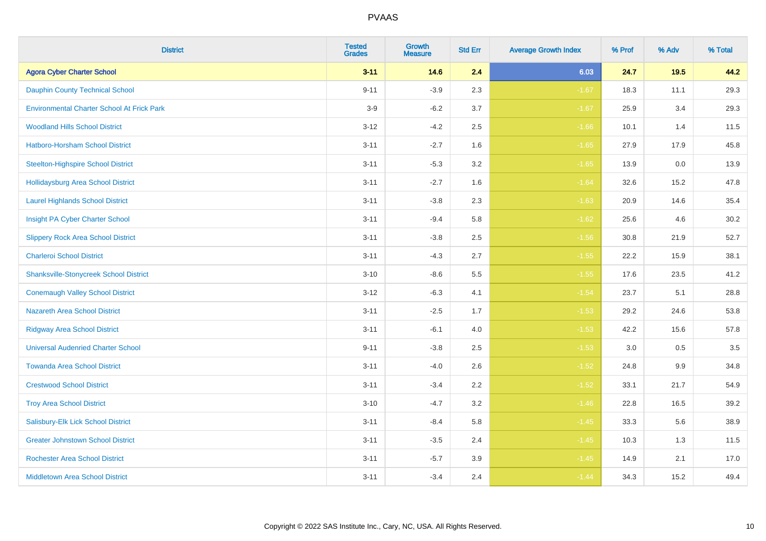# PVAAS

| District | Tested Grades | Growth Measure | Std Err | Average Growth Index | % Prof | % Adv | % Total |
|---|---|---|---|---|---|---|---|
| **Agora Cyber Charter School** | **3-11** | **14.6** | **2.4** | **6.03** | **24.7** | **19.5** | **44.2** |
| Dauphin County Technical School | 9-11 | -3.9 | 2.3 | -1.67 | 18.3 | 11.1 | 29.3 |
| Environmental Charter School At Frick Park | 3-9 | -6.2 | 3.7 | -1.67 | 25.9 | 3.4 | 29.3 |
| Woodland Hills School District | 3-12 | -4.2 | 2.5 | -1.66 | 10.1 | 1.4 | 11.5 |
| Hatboro-Horsham School District | 3-11 | -2.7 | 1.6 | -1.65 | 27.9 | 17.9 | 45.8 |
| Steelton-Highspire School District | 3-11 | -5.3 | 3.2 | -1.65 | 13.9 | 0.0 | 13.9 |
| Hollidaysburg Area School District | 3-11 | -2.7 | 1.6 | -1.64 | 32.6 | 15.2 | 47.8 |
| Laurel Highlands School District | 3-11 | -3.8 | 2.3 | -1.63 | 20.9 | 14.6 | 35.4 |
| Insight PA Cyber Charter School | 3-11 | -9.4 | 5.8 | -1.62 | 25.6 | 4.6 | 30.2 |
| Slippery Rock Area School District | 3-11 | -3.8 | 2.5 | -1.56 | 30.8 | 21.9 | 52.7 |
| Charleroi School District | 3-11 | -4.3 | 2.7 | -1.55 | 22.2 | 15.9 | 38.1 |
| Shanksville-Stonycreek School District | 3-10 | -8.6 | 5.5 | -1.55 | 17.6 | 23.5 | 41.2 |
| Conemaugh Valley School District | 3-12 | -6.3 | 4.1 | -1.54 | 23.7 | 5.1 | 28.8 |
| Nazareth Area School District | 3-11 | -2.5 | 1.7 | -1.53 | 29.2 | 24.6 | 53.8 |
| Ridgway Area School District | 3-11 | -6.1 | 4.0 | -1.53 | 42.2 | 15.6 | 57.8 |
| Universal Audenried Charter School | 9-11 | -3.8 | 2.5 | -1.53 | 3.0 | 0.5 | 3.5 |
| Towanda Area School District | 3-11 | -4.0 | 2.6 | -1.52 | 24.8 | 9.9 | 34.8 |
| Crestwood School District | 3-11 | -3.4 | 2.2 | -1.52 | 33.1 | 21.7 | 54.9 |
| Troy Area School District | 3-10 | -4.7 | 3.2 | -1.46 | 22.8 | 16.5 | 39.2 |
| Salisbury-Elk Lick School District | 3-11 | -8.4 | 5.8 | -1.45 | 33.3 | 5.6 | 38.9 |
| Greater Johnstown School District | 3-11 | -3.5 | 2.4 | -1.45 | 10.3 | 1.3 | 11.5 |
| Rochester Area School District | 3-11 | -5.7 | 3.9 | -1.45 | 14.9 | 2.1 | 17.0 |
| Middletown Area School District | 3-11 | -3.4 | 2.4 | -1.44 | 34.3 | 15.2 | 49.4 |

Copyright © 2022 SAS Institute Inc., Cary, NC, USA. All Rights Reserved.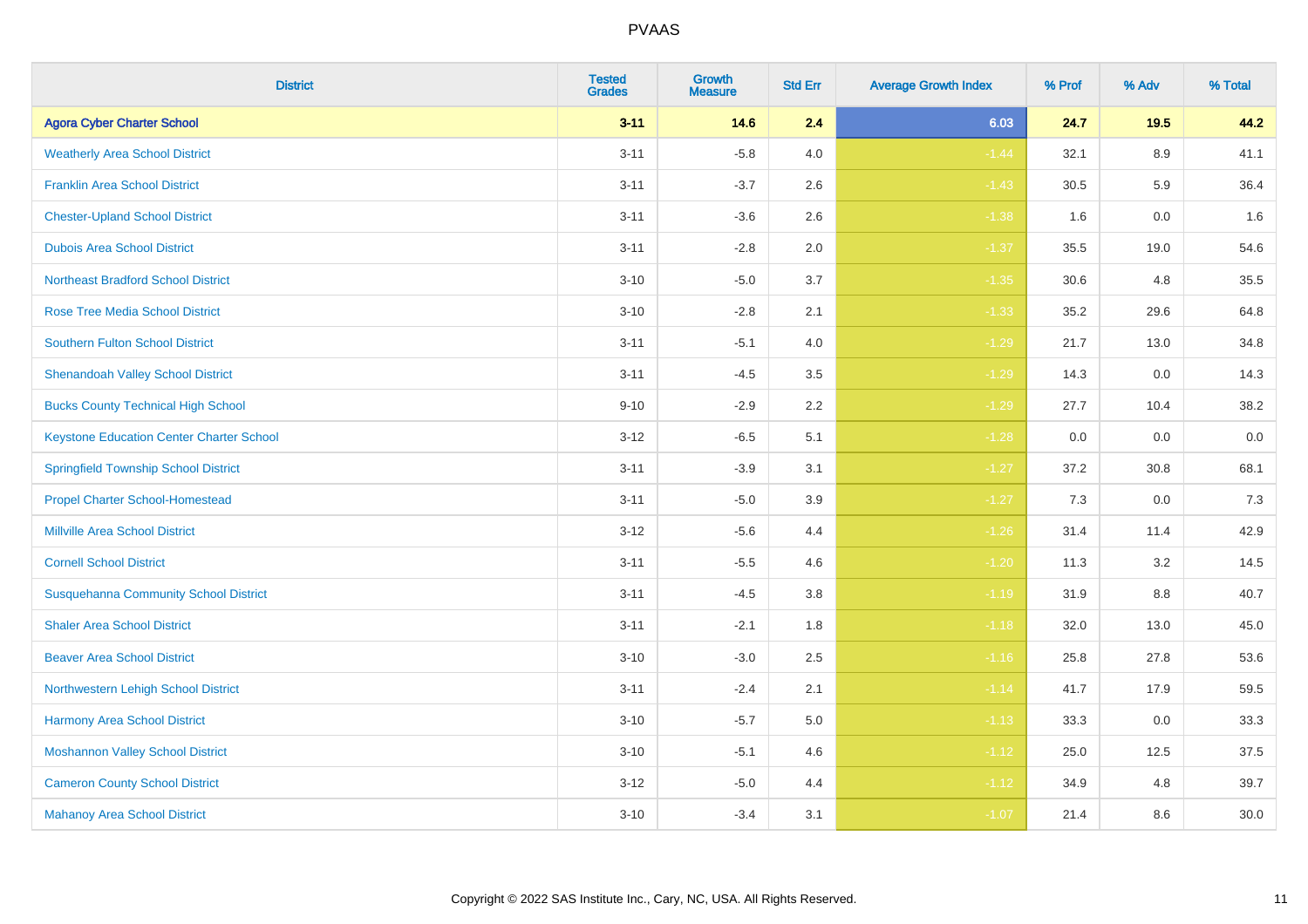# PVAAS

| District | Tested Grades | Growth Measure | Std Err | Average Growth Index | % Prof | % Adv | % Total |
|---|---|---|---|---|---|---|---|
| **Agora Cyber Charter School** | **3-11** | **14.6** | **2.4** | **6.03** | **24.7** | **19.5** | **44.2** |
| Weatherly Area School District | 3-11 | -5.8 | 4.0 | -1.44 | 32.1 | 8.9 | 41.1 |
| Franklin Area School District | 3-11 | -3.7 | 2.6 | -1.43 | 30.5 | 5.9 | 36.4 |
| Chester-Upland School District | 3-11 | -3.6 | 2.6 | -1.38 | 1.6 | 0.0 | 1.6 |
| Dubois Area School District | 3-11 | -2.8 | 2.0 | -1.37 | 35.5 | 19.0 | 54.6 |
| Northeast Bradford School District | 3-10 | -5.0 | 3.7 | -1.35 | 30.6 | 4.8 | 35.5 |
| Rose Tree Media School District | 3-10 | -2.8 | 2.1 | -1.33 | 35.2 | 29.6 | 64.8 |
| Southern Fulton School District | 3-11 | -5.1 | 4.0 | -1.29 | 21.7 | 13.0 | 34.8 |
| Shenandoah Valley School District | 3-11 | -4.5 | 3.5 | -1.29 | 14.3 | 0.0 | 14.3 |
| Bucks County Technical High School | 9-10 | -2.9 | 2.2 | -1.29 | 27.7 | 10.4 | 38.2 |
| Keystone Education Center Charter School | 3-12 | -6.5 | 5.1 | -1.28 | 0.0 | 0.0 | 0.0 |
| Springfield Township School District | 3-11 | -3.9 | 3.1 | -1.27 | 37.2 | 30.8 | 68.1 |
| Propel Charter School-Homestead | 3-11 | -5.0 | 3.9 | -1.27 | 7.3 | 0.0 | 7.3 |
| Millville Area School District | 3-12 | -5.6 | 4.4 | -1.26 | 31.4 | 11.4 | 42.9 |
| Cornell School District | 3-11 | -5.5 | 4.6 | -1.20 | 11.3 | 3.2 | 14.5 |
| Susquehanna Community School District | 3-11 | -4.5 | 3.8 | -1.19 | 31.9 | 8.8 | 40.7 |
| Shaler Area School District | 3-11 | -2.1 | 1.8 | -1.18 | 32.0 | 13.0 | 45.0 |
| Beaver Area School District | 3-10 | -3.0 | 2.5 | -1.16 | 25.8 | 27.8 | 53.6 |
| Northwestern Lehigh School District | 3-11 | -2.4 | 2.1 | -1.14 | 41.7 | 17.9 | 59.5 |
| Harmony Area School District | 3-10 | -5.7 | 5.0 | -1.13 | 33.3 | 0.0 | 33.3 |
| Moshannon Valley School District | 3-10 | -5.1 | 4.6 | -1.12 | 25.0 | 12.5 | 37.5 |
| Cameron County School District | 3-12 | -5.0 | 4.4 | -1.12 | 34.9 | 4.8 | 39.7 |
| Mahanoy Area School District | 3-10 | -3.4 | 3.1 | -1.07 | 21.4 | 8.6 | 30.0 |

Copyright © 2022 SAS Institute Inc., Cary, NC, USA. All Rights Reserved.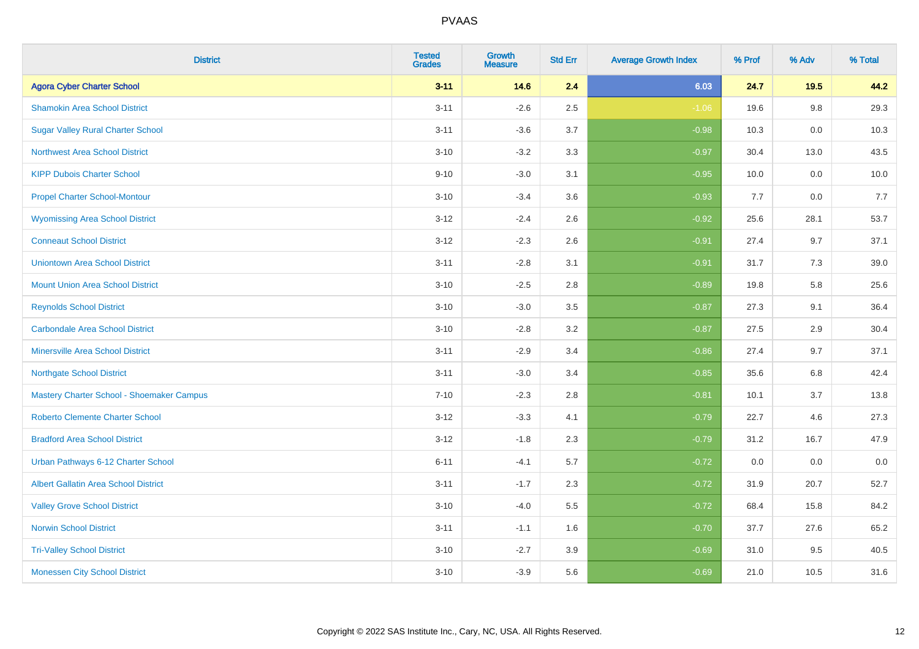# PVAAS

| District | Tested Grades | Growth Measure | Std Err | Average Growth Index | % Prof | % Adv | % Total |
|---|---|---|---|---|---|---|---|
| **Agora Cyber Charter School** | **3-11** | **14.6** | **2.4** | **6.03** | **24.7** | **19.5** | **44.2** |
| Shamokin Area School District | 3-11 | -2.6 | 2.5 | -1.06 | 19.6 | 9.8 | 29.3 |
| Sugar Valley Rural Charter School | 3-11 | -3.6 | 3.7 | -0.98 | 10.3 | 0.0 | 10.3 |
| Northwest Area School District | 3-10 | -3.2 | 3.3 | -0.97 | 30.4 | 13.0 | 43.5 |
| KIPP Dubois Charter School | 9-10 | -3.0 | 3.1 | -0.95 | 10.0 | 0.0 | 10.0 |
| Propel Charter School-Montour | 3-10 | -3.4 | 3.6 | -0.93 | 7.7 | 0.0 | 7.7 |
| Wyomissing Area School District | 3-12 | -2.4 | 2.6 | -0.92 | 25.6 | 28.1 | 53.7 |
| Conneaut School District | 3-12 | -2.3 | 2.6 | -0.91 | 27.4 | 9.7 | 37.1 |
| Uniontown Area School District | 3-11 | -2.8 | 3.1 | -0.91 | 31.7 | 7.3 | 39.0 |
| Mount Union Area School District | 3-10 | -2.5 | 2.8 | -0.89 | 19.8 | 5.8 | 25.6 |
| Reynolds School District | 3-10 | -3.0 | 3.5 | -0.87 | 27.3 | 9.1 | 36.4 |
| Carbondale Area School District | 3-10 | -2.8 | 3.2 | -0.87 | 27.5 | 2.9 | 30.4 |
| Minersville Area School District | 3-11 | -2.9 | 3.4 | -0.86 | 27.4 | 9.7 | 37.1 |
| Northgate School District | 3-11 | -3.0 | 3.4 | -0.85 | 35.6 | 6.8 | 42.4 |
| Mastery Charter School - Shoemaker Campus | 7-10 | -2.3 | 2.8 | -0.81 | 10.1 | 3.7 | 13.8 |
| Roberto Clemente Charter School | 3-12 | -3.3 | 4.1 | -0.79 | 22.7 | 4.6 | 27.3 |
| Bradford Area School District | 3-12 | -1.8 | 2.3 | -0.79 | 31.2 | 16.7 | 47.9 |
| Urban Pathways 6-12 Charter School | 6-11 | -4.1 | 5.7 | -0.72 | 0.0 | 0.0 | 0.0 |
| Albert Gallatin Area School District | 3-11 | -1.7 | 2.3 | -0.72 | 31.9 | 20.7 | 52.7 |
| Valley Grove School District | 3-10 | -4.0 | 5.5 | -0.72 | 68.4 | 15.8 | 84.2 |
| Norwin School District | 3-11 | -1.1 | 1.6 | -0.70 | 37.7 | 27.6 | 65.2 |
| Tri-Valley School District | 3-10 | -2.7 | 3.9 | -0.69 | 31.0 | 9.5 | 40.5 |
| Monessen City School District | 3-10 | -3.9 | 5.6 | -0.69 | 21.0 | 10.5 | 31.6 |

Copyright © 2022 SAS Institute Inc., Cary, NC, USA. All Rights Reserved.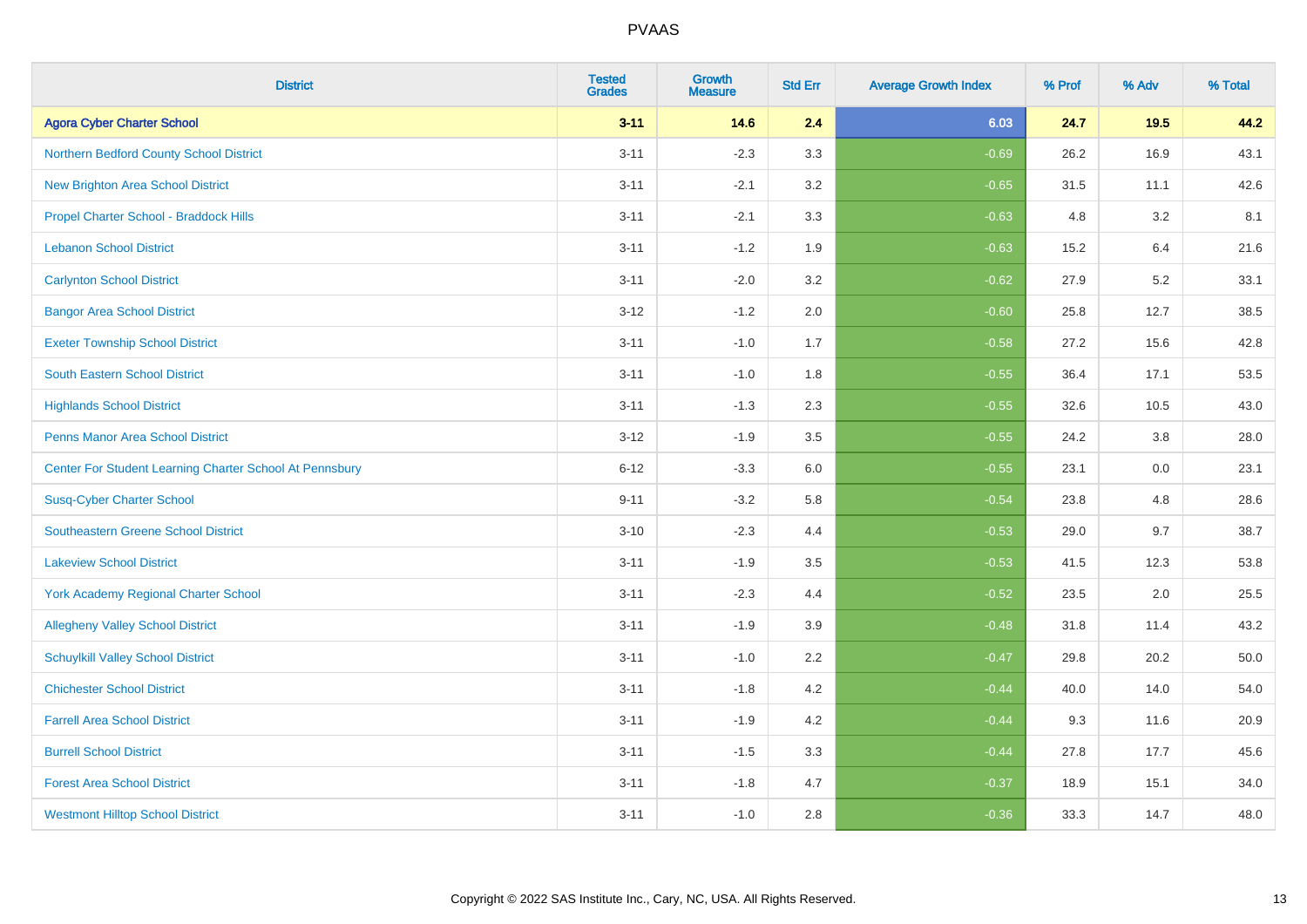# PVAAS

| District | Tested Grades | Growth Measure | Std Err | Average Growth Index | % Prof | % Adv | % Total |
|---|---|---|---|---|---|---|---|
| **Agora Cyber Charter School** | **3-11** | **14.6** | **2.4** | **6.03** | **24.7** | **19.5** | **44.2** |
| Northern Bedford County School District | 3-11 | -2.3 | 3.3 | -0.69 | 26.2 | 16.9 | 43.1 |
| New Brighton Area School District | 3-11 | -2.1 | 3.2 | -0.65 | 31.5 | 11.1 | 42.6 |
| Propel Charter School - Braddock Hills | 3-11 | -2.1 | 3.3 | -0.63 | 4.8 | 3.2 | 8.1 |
| Lebanon School District | 3-11 | -1.2 | 1.9 | -0.63 | 15.2 | 6.4 | 21.6 |
| Carlynton School District | 3-11 | -2.0 | 3.2 | -0.62 | 27.9 | 5.2 | 33.1 |
| Bangor Area School District | 3-12 | -1.2 | 2.0 | -0.60 | 25.8 | 12.7 | 38.5 |
| Exeter Township School District | 3-11 | -1.0 | 1.7 | -0.58 | 27.2 | 15.6 | 42.8 |
| South Eastern School District | 3-11 | -1.0 | 1.8 | -0.55 | 36.4 | 17.1 | 53.5 |
| Highlands School District | 3-11 | -1.3 | 2.3 | -0.55 | 32.6 | 10.5 | 43.0 |
| Penns Manor Area School District | 3-12 | -1.9 | 3.5 | -0.55 | 24.2 | 3.8 | 28.0 |
| Center For Student Learning Charter School At Pennsbury | 6-12 | -3.3 | 6.0 | -0.55 | 23.1 | 0.0 | 23.1 |
| Susq-Cyber Charter School | 9-11 | -3.2 | 5.8 | -0.54 | 23.8 | 4.8 | 28.6 |
| Southeastern Greene School District | 3-10 | -2.3 | 4.4 | -0.53 | 29.0 | 9.7 | 38.7 |
| Lakeview School District | 3-11 | -1.9 | 3.5 | -0.53 | 41.5 | 12.3 | 53.8 |
| York Academy Regional Charter School | 3-11 | -2.3 | 4.4 | -0.52 | 23.5 | 2.0 | 25.5 |
| Allegheny Valley School District | 3-11 | -1.9 | 3.9 | -0.48 | 31.8 | 11.4 | 43.2 |
| Schuylkill Valley School District | 3-11 | -1.0 | 2.2 | -0.47 | 29.8 | 20.2 | 50.0 |
| Chichester School District | 3-11 | -1.8 | 4.2 | -0.44 | 40.0 | 14.0 | 54.0 |
| Farrell Area School District | 3-11 | -1.9 | 4.2 | -0.44 | 9.3 | 11.6 | 20.9 |
| Burrell School District | 3-11 | -1.5 | 3.3 | -0.44 | 27.8 | 17.7 | 45.6 |
| Forest Area School District | 3-11 | -1.8 | 4.7 | -0.37 | 18.9 | 15.1 | 34.0 |
| Westmont Hilltop School District | 3-11 | -1.0 | 2.8 | -0.36 | 33.3 | 14.7 | 48.0 |

Copyright © 2022 SAS Institute Inc., Cary, NC, USA. All Rights Reserved.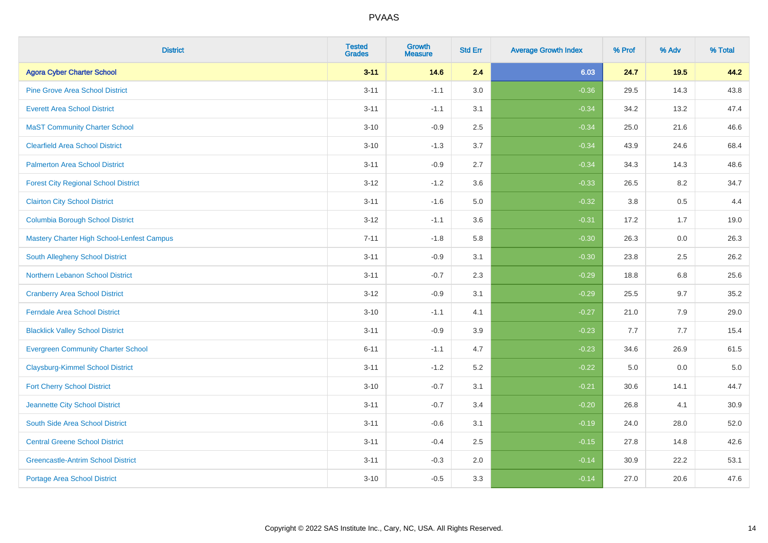# PVAAS

| District | Tested Grades | Growth Measure | Std Err | Average Growth Index | % Prof | % Adv | % Total |
|---|---|---|---|---|---|---|---|
| **Agora Cyber Charter School** | **3-11** | **14.6** | **2.4** | **6.03** | **24.7** | **19.5** | **44.2** |
| Pine Grove Area School District | 3-11 | -1.1 | 3.0 | -0.36 | 29.5 | 14.3 | 43.8 |
| Everett Area School District | 3-11 | -1.1 | 3.1 | -0.34 | 34.2 | 13.2 | 47.4 |
| MaST Community Charter School | 3-10 | -0.9 | 2.5 | -0.34 | 25.0 | 21.6 | 46.6 |
| Clearfield Area School District | 3-10 | -1.3 | 3.7 | -0.34 | 43.9 | 24.6 | 68.4 |
| Palmerton Area School District | 3-11 | -0.9 | 2.7 | -0.34 | 34.3 | 14.3 | 48.6 |
| Forest City Regional School District | 3-12 | -1.2 | 3.6 | -0.33 | 26.5 | 8.2 | 34.7 |
| Clairton City School District | 3-11 | -1.6 | 5.0 | -0.32 | 3.8 | 0.5 | 4.4 |
| Columbia Borough School District | 3-12 | -1.1 | 3.6 | -0.31 | 17.2 | 1.7 | 19.0 |
| Mastery Charter High School-Lenfest Campus | 7-11 | -1.8 | 5.8 | -0.30 | 26.3 | 0.0 | 26.3 |
| South Allegheny School District | 3-11 | -0.9 | 3.1 | -0.30 | 23.8 | 2.5 | 26.2 |
| Northern Lebanon School District | 3-11 | -0.7 | 2.3 | -0.29 | 18.8 | 6.8 | 25.6 |
| Cranberry Area School District | 3-12 | -0.9 | 3.1 | -0.29 | 25.5 | 9.7 | 35.2 |
| Ferndale Area School District | 3-10 | -1.1 | 4.1 | -0.27 | 21.0 | 7.9 | 29.0 |
| Blacklick Valley School District | 3-11 | -0.9 | 3.9 | -0.23 | 7.7 | 7.7 | 15.4 |
| Evergreen Community Charter School | 6-11 | -1.1 | 4.7 | -0.23 | 34.6 | 26.9 | 61.5 |
| Claysburg-Kimmel School District | 3-11 | -1.2 | 5.2 | -0.22 | 5.0 | 0.0 | 5.0 |
| Fort Cherry School District | 3-10 | -0.7 | 3.1 | -0.21 | 30.6 | 14.1 | 44.7 |
| Jeannette City School District | 3-11 | -0.7 | 3.4 | -0.20 | 26.8 | 4.1 | 30.9 |
| South Side Area School District | 3-11 | -0.6 | 3.1 | -0.19 | 24.0 | 28.0 | 52.0 |
| Central Greene School District | 3-11 | -0.4 | 2.5 | -0.15 | 27.8 | 14.8 | 42.6 |
| Greencastle-Antrim School District | 3-11 | -0.3 | 2.0 | -0.14 | 30.9 | 22.2 | 53.1 |
| Portage Area School District | 3-10 | -0.5 | 3.3 | -0.14 | 27.0 | 20.6 | 47.6 |

Copyright © 2022 SAS Institute Inc., Cary, NC, USA. All Rights Reserved.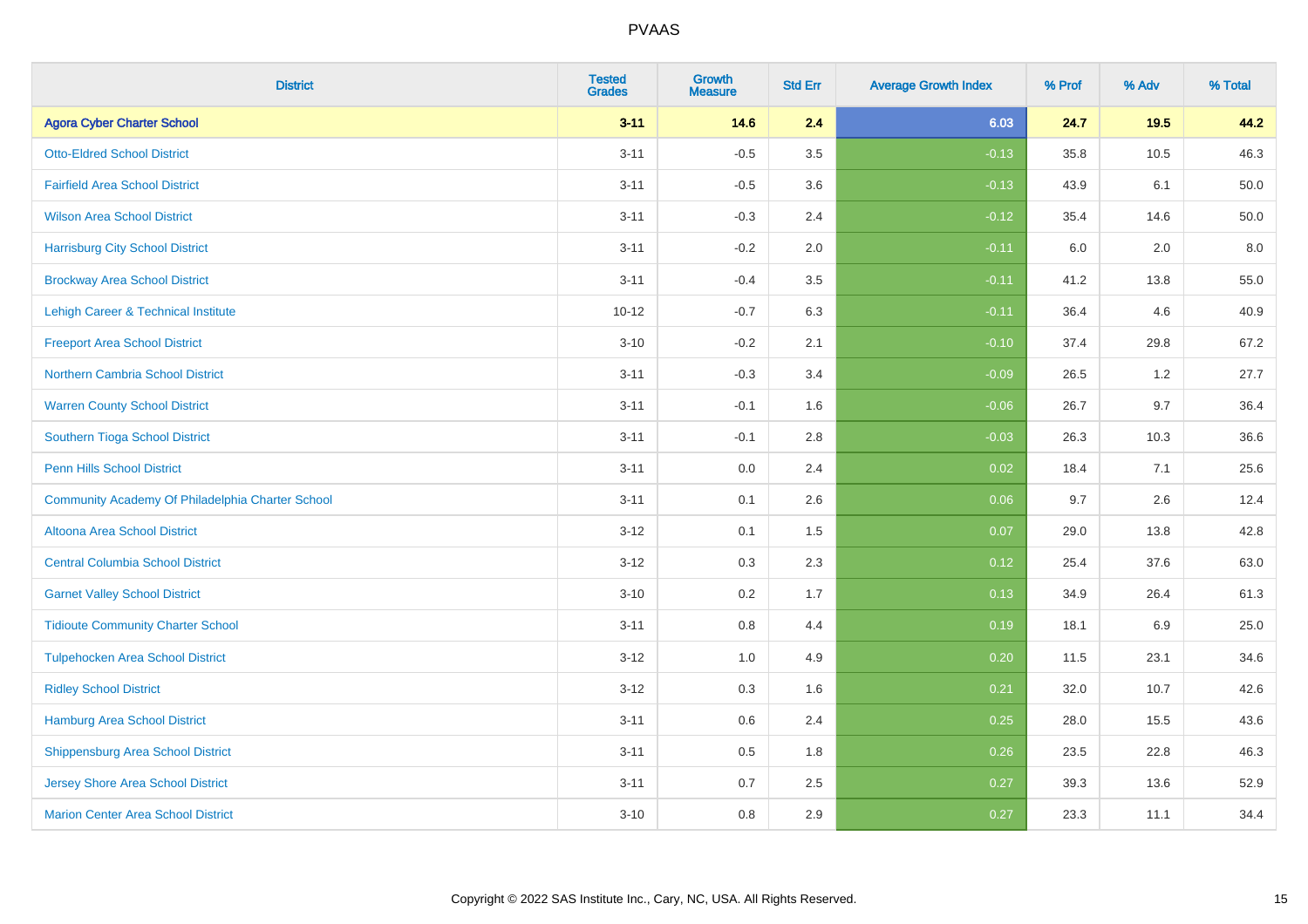# PVAAS

| District | Tested Grades | Growth Measure | Std Err | Average Growth Index | % Prof | % Adv | % Total |
|---|---|---|---|---|---|---|---|
| **Agora Cyber Charter School** | **3-11** | **14.6** | **2.4** | **6.03** | **24.7** | **19.5** | **44.2** |
| Otto-Eldred School District | 3-11 | -0.5 | 3.5 | -0.13 | 35.8 | 10.5 | 46.3 |
| Fairfield Area School District | 3-11 | -0.5 | 3.6 | -0.13 | 43.9 | 6.1 | 50.0 |
| Wilson Area School District | 3-11 | -0.3 | 2.4 | -0.12 | 35.4 | 14.6 | 50.0 |
| Harrisburg City School District | 3-11 | -0.2 | 2.0 | -0.11 | 6.0 | 2.0 | 8.0 |
| Brockway Area School District | 3-11 | -0.4 | 3.5 | -0.11 | 41.2 | 13.8 | 55.0 |
| Lehigh Career & Technical Institute | 10-12 | -0.7 | 6.3 | -0.11 | 36.4 | 4.6 | 40.9 |
| Freeport Area School District | 3-10 | -0.2 | 2.1 | -0.10 | 37.4 | 29.8 | 67.2 |
| Northern Cambria School District | 3-11 | -0.3 | 3.4 | -0.09 | 26.5 | 1.2 | 27.7 |
| Warren County School District | 3-11 | -0.1 | 1.6 | -0.06 | 26.7 | 9.7 | 36.4 |
| Southern Tioga School District | 3-11 | -0.1 | 2.8 | -0.03 | 26.3 | 10.3 | 36.6 |
| Penn Hills School District | 3-11 | 0.0 | 2.4 | 0.02 | 18.4 | 7.1 | 25.6 |
| Community Academy Of Philadelphia Charter School | 3-11 | 0.1 | 2.6 | 0.06 | 9.7 | 2.6 | 12.4 |
| Altoona Area School District | 3-12 | 0.1 | 1.5 | 0.07 | 29.0 | 13.8 | 42.8 |
| Central Columbia School District | 3-12 | 0.3 | 2.3 | 0.12 | 25.4 | 37.6 | 63.0 |
| Garnet Valley School District | 3-10 | 0.2 | 1.7 | 0.13 | 34.9 | 26.4 | 61.3 |
| Tidioute Community Charter School | 3-11 | 0.8 | 4.4 | 0.19 | 18.1 | 6.9 | 25.0 |
| Tulpehocken Area School District | 3-12 | 1.0 | 4.9 | 0.20 | 11.5 | 23.1 | 34.6 |
| Ridley School District | 3-12 | 0.3 | 1.6 | 0.21 | 32.0 | 10.7 | 42.6 |
| Hamburg Area School District | 3-11 | 0.6 | 2.4 | 0.25 | 28.0 | 15.5 | 43.6 |
| Shippensburg Area School District | 3-11 | 0.5 | 1.8 | 0.26 | 23.5 | 22.8 | 46.3 |
| Jersey Shore Area School District | 3-11 | 0.7 | 2.5 | 0.27 | 39.3 | 13.6 | 52.9 |
| Marion Center Area School District | 3-10 | 0.8 | 2.9 | 0.27 | 23.3 | 11.1 | 34.4 |

Copyright © 2022 SAS Institute Inc., Cary, NC, USA. All Rights Reserved.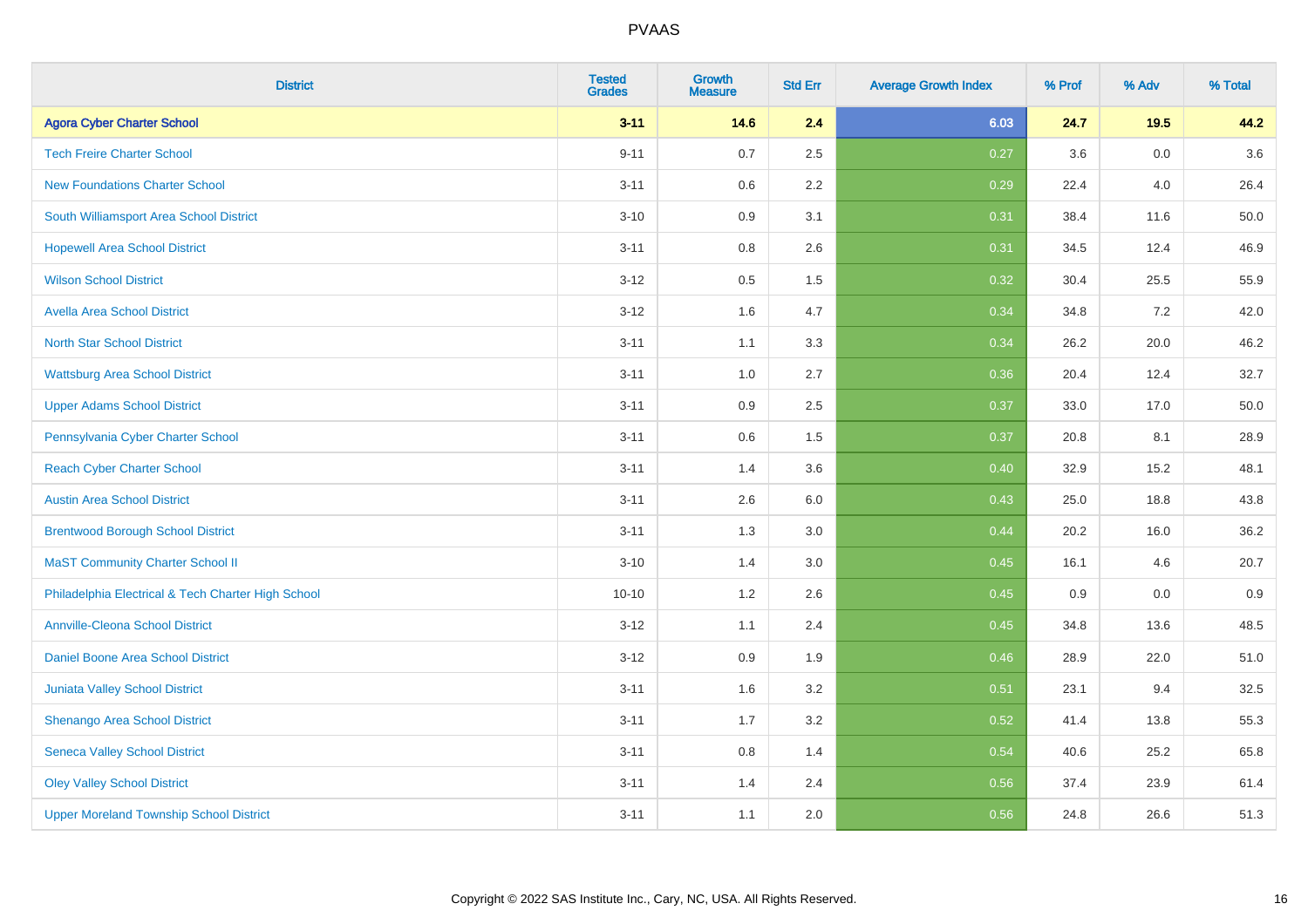# PVAAS

| District | Tested Grades | Growth Measure | Std Err | Average Growth Index | % Prof | % Adv | % Total |
|---|---|---|---|---|---|---|---|
| **Agora Cyber Charter School** | **3-11** | **14.6** | **2.4** | **6.03** | **24.7** | **19.5** | **44.2** |
| Tech Freire Charter School | 9-11 | 0.7 | 2.5 | 0.27 | 3.6 | 0.0 | 3.6 |
| New Foundations Charter School | 3-11 | 0.6 | 2.2 | 0.29 | 22.4 | 4.0 | 26.4 |
| South Williamsport Area School District | 3-10 | 0.9 | 3.1 | 0.31 | 38.4 | 11.6 | 50.0 |
| Hopewell Area School District | 3-11 | 0.8 | 2.6 | 0.31 | 34.5 | 12.4 | 46.9 |
| Wilson School District | 3-12 | 0.5 | 1.5 | 0.32 | 30.4 | 25.5 | 55.9 |
| Avella Area School District | 3-12 | 1.6 | 4.7 | 0.34 | 34.8 | 7.2 | 42.0 |
| North Star School District | 3-11 | 1.1 | 3.3 | 0.34 | 26.2 | 20.0 | 46.2 |
| Wattsburg Area School District | 3-11 | 1.0 | 2.7 | 0.36 | 20.4 | 12.4 | 32.7 |
| Upper Adams School District | 3-11 | 0.9 | 2.5 | 0.37 | 33.0 | 17.0 | 50.0 |
| Pennsylvania Cyber Charter School | 3-11 | 0.6 | 1.5 | 0.37 | 20.8 | 8.1 | 28.9 |
| Reach Cyber Charter School | 3-11 | 1.4 | 3.6 | 0.40 | 32.9 | 15.2 | 48.1 |
| Austin Area School District | 3-11 | 2.6 | 6.0 | 0.43 | 25.0 | 18.8 | 43.8 |
| Brentwood Borough School District | 3-11 | 1.3 | 3.0 | 0.44 | 20.2 | 16.0 | 36.2 |
| MaST Community Charter School II | 3-10 | 1.4 | 3.0 | 0.45 | 16.1 | 4.6 | 20.7 |
| Philadelphia Electrical & Tech Charter High School | 10-10 | 1.2 | 2.6 | 0.45 | 0.9 | 0.0 | 0.9 |
| Annville-Cleona School District | 3-12 | 1.1 | 2.4 | 0.45 | 34.8 | 13.6 | 48.5 |
| Daniel Boone Area School District | 3-12 | 0.9 | 1.9 | 0.46 | 28.9 | 22.0 | 51.0 |
| Juniata Valley School District | 3-11 | 1.6 | 3.2 | 0.51 | 23.1 | 9.4 | 32.5 |
| Shenango Area School District | 3-11 | 1.7 | 3.2 | 0.52 | 41.4 | 13.8 | 55.3 |
| Seneca Valley School District | 3-11 | 0.8 | 1.4 | 0.54 | 40.6 | 25.2 | 65.8 |
| Oley Valley School District | 3-11 | 1.4 | 2.4 | 0.56 | 37.4 | 23.9 | 61.4 |
| Upper Moreland Township School District | 3-11 | 1.1 | 2.0 | 0.56 | 24.8 | 26.6 | 51.3 |

Copyright © 2022 SAS Institute Inc., Cary, NC, USA. All Rights Reserved.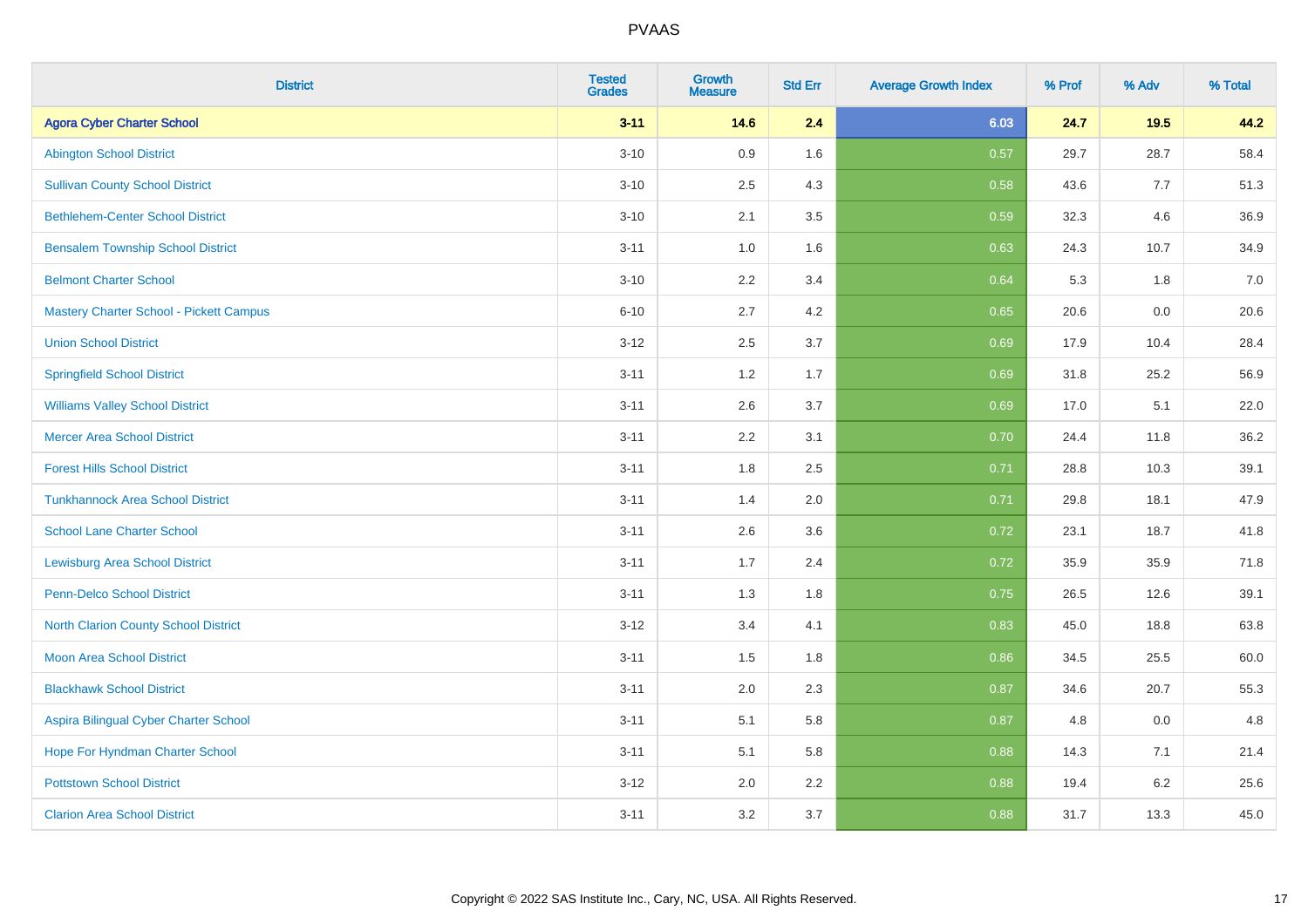| District | Tested Grades | Growth Measure | Std Err | Average Growth Index | % Prof | % Adv | % Total |
|---|---|---|---|---|---|---|---|
| **Agora Cyber Charter School** | **3-11** | **14.6** | **2.4** | **6.03** | **24.7** | **19.5** | **44.2** |
| Abington School District | 3-10 | 0.9 | 1.6 | 0.57 | 29.7 | 28.7 | 58.4 |
| Sullivan County School District | 3-10 | 2.5 | 4.3 | 0.58 | 43.6 | 7.7 | 51.3 |
| Bethlehem-Center School District | 3-10 | 2.1 | 3.5 | 0.59 | 32.3 | 4.6 | 36.9 |
| Bensalem Township School District | 3-11 | 1.0 | 1.6 | 0.63 | 24.3 | 10.7 | 34.9 |
| Belmont Charter School | 3-10 | 2.2 | 3.4 | 0.64 | 5.3 | 1.8 | 7.0 |
| Mastery Charter School - Pickett Campus | 6-10 | 2.7 | 4.2 | 0.65 | 20.6 | 0.0 | 20.6 |
| Union School District | 3-12 | 2.5 | 3.7 | 0.69 | 17.9 | 10.4 | 28.4 |
| Springfield School District | 3-11 | 1.2 | 1.7 | 0.69 | 31.8 | 25.2 | 56.9 |
| Williams Valley School District | 3-11 | 2.6 | 3.7 | 0.69 | 17.0 | 5.1 | 22.0 |
| Mercer Area School District | 3-11 | 2.2 | 3.1 | 0.70 | 24.4 | 11.8 | 36.2 |
| Forest Hills School District | 3-11 | 1.8 | 2.5 | 0.71 | 28.8 | 10.3 | 39.1 |
| Tunkhannock Area School District | 3-11 | 1.4 | 2.0 | 0.71 | 29.8 | 18.1 | 47.9 |
| School Lane Charter School | 3-11 | 2.6 | 3.6 | 0.72 | 23.1 | 18.7 | 41.8 |
| Lewisburg Area School District | 3-11 | 1.7 | 2.4 | 0.72 | 35.9 | 35.9 | 71.8 |
| Penn-Delco School District | 3-11 | 1.3 | 1.8 | 0.75 | 26.5 | 12.6 | 39.1 |
| North Clarion County School District | 3-12 | 3.4 | 4.1 | 0.83 | 45.0 | 18.8 | 63.8 |
| Moon Area School District | 3-11 | 1.5 | 1.8 | 0.86 | 34.5 | 25.5 | 60.0 |
| Blackhawk School District | 3-11 | 2.0 | 2.3 | 0.87 | 34.6 | 20.7 | 55.3 |
| Aspira Bilingual Cyber Charter School | 3-11 | 5.1 | 5.8 | 0.87 | 4.8 | 0.0 | 4.8 |
| Hope For Hyndman Charter School | 3-11 | 5.1 | 5.8 | 0.88 | 14.3 | 7.1 | 21.4 |
| Pottstown School District | 3-12 | 2.0 | 2.2 | 0.88 | 19.4 | 6.2 | 25.6 |
| Clarion Area School District | 3-11 | 3.2 | 3.7 | 0.88 | 31.7 | 13.3 | 45.0 |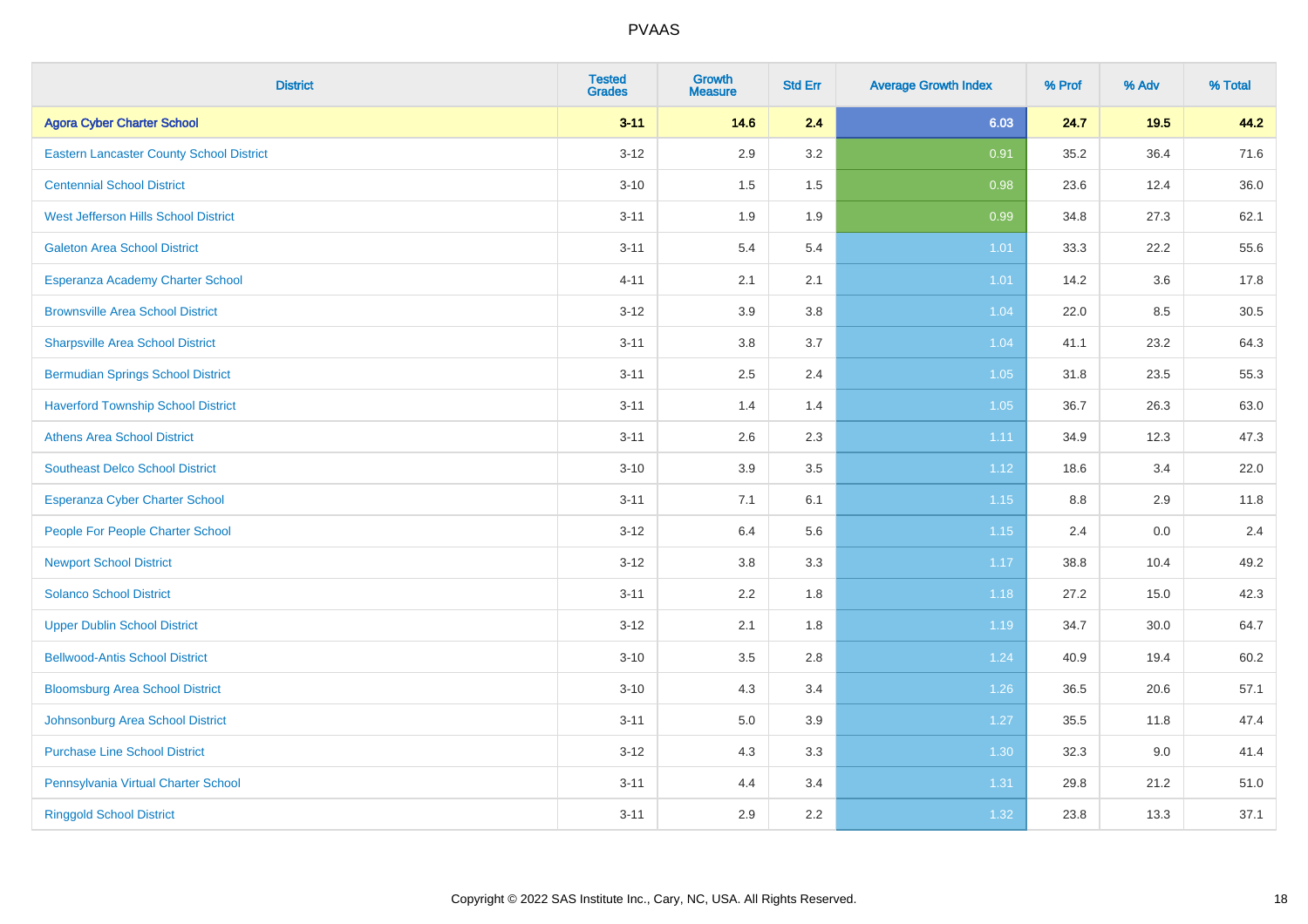# PVAAS

| District | Tested Grades | Growth Measure | Std Err | Average Growth Index | % Prof | % Adv | % Total |
|---|---|---|---|---|---|---|---|
| **Agora Cyber Charter School** | **3-11** | **14.6** | **2.4** | **6.03** | **24.7** | **19.5** | **44.2** |
| Eastern Lancaster County School District | 3-12 | 2.9 | 3.2 | 0.91 | 35.2 | 36.4 | 71.6 |
| Centennial School District | 3-10 | 1.5 | 1.5 | 0.98 | 23.6 | 12.4 | 36.0 |
| West Jefferson Hills School District | 3-11 | 1.9 | 1.9 | 0.99 | 34.8 | 27.3 | 62.1 |
| Galeton Area School District | 3-11 | 5.4 | 5.4 | 1.01 | 33.3 | 22.2 | 55.6 |
| Esperanza Academy Charter School | 4-11 | 2.1 | 2.1 | 1.01 | 14.2 | 3.6 | 17.8 |
| Brownsville Area School District | 3-12 | 3.9 | 3.8 | 1.04 | 22.0 | 8.5 | 30.5 |
| Sharpsville Area School District | 3-11 | 3.8 | 3.7 | 1.04 | 41.1 | 23.2 | 64.3 |
| Bermudian Springs School District | 3-11 | 2.5 | 2.4 | 1.05 | 31.8 | 23.5 | 55.3 |
| Haverford Township School District | 3-11 | 1.4 | 1.4 | 1.05 | 36.7 | 26.3 | 63.0 |
| Athens Area School District | 3-11 | 2.6 | 2.3 | 1.11 | 34.9 | 12.3 | 47.3 |
| Southeast Delco School District | 3-10 | 3.9 | 3.5 | 1.12 | 18.6 | 3.4 | 22.0 |
| Esperanza Cyber Charter School | 3-11 | 7.1 | 6.1 | 1.15 | 8.8 | 2.9 | 11.8 |
| People For People Charter School | 3-12 | 6.4 | 5.6 | 1.15 | 2.4 | 0.0 | 2.4 |
| Newport School District | 3-12 | 3.8 | 3.3 | 1.17 | 38.8 | 10.4 | 49.2 |
| Solanco School District | 3-11 | 2.2 | 1.8 | 1.18 | 27.2 | 15.0 | 42.3 |
| Upper Dublin School District | 3-12 | 2.1 | 1.8 | 1.19 | 34.7 | 30.0 | 64.7 |
| Bellwood-Antis School District | 3-10 | 3.5 | 2.8 | 1.24 | 40.9 | 19.4 | 60.2 |
| Bloomsburg Area School District | 3-10 | 4.3 | 3.4 | 1.26 | 36.5 | 20.6 | 57.1 |
| Johnsonburg Area School District | 3-11 | 5.0 | 3.9 | 1.27 | 35.5 | 11.8 | 47.4 |
| Purchase Line School District | 3-12 | 4.3 | 3.3 | 1.30 | 32.3 | 9.0 | 41.4 |
| Pennsylvania Virtual Charter School | 3-11 | 4.4 | 3.4 | 1.31 | 29.8 | 21.2 | 51.0 |
| Ringgold School District | 3-11 | 2.9 | 2.2 | 1.32 | 23.8 | 13.3 | 37.1 |

Copyright © 2022 SAS Institute Inc., Cary, NC, USA. All Rights Reserved.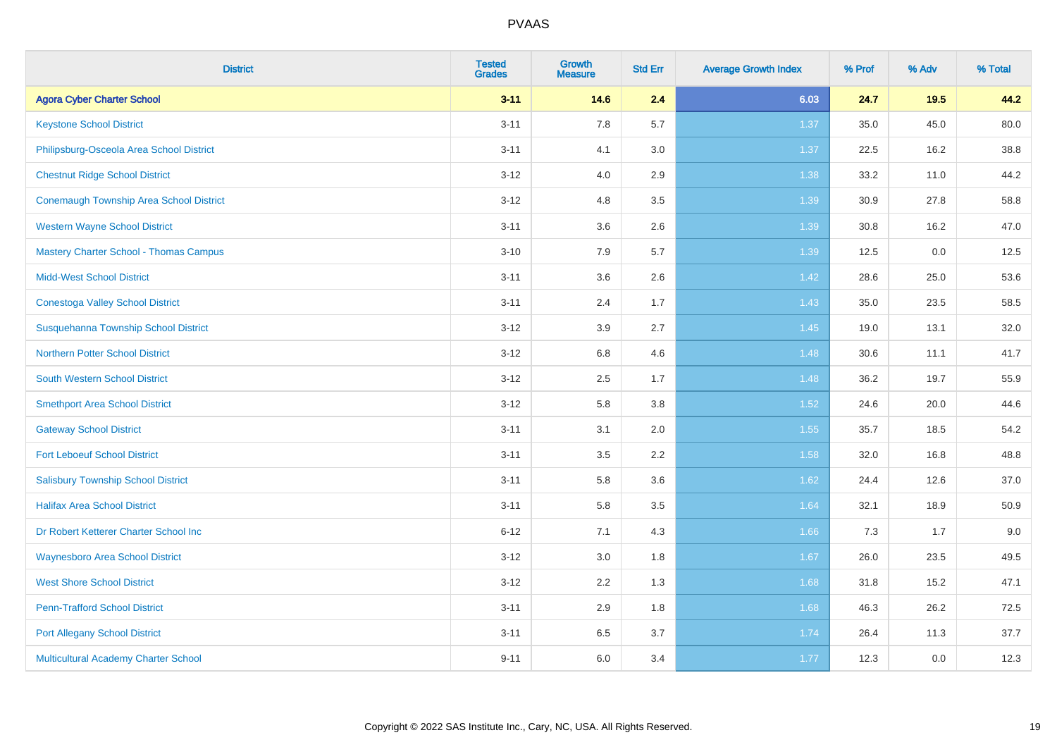# PVAAS

| District | Tested Grades | Growth Measure | Std Err | Average Growth Index | % Prof | % Adv | % Total |
|---|---|---|---|---|---|---|---|
| **Agora Cyber Charter School** | **3-11** | **14.6** | **2.4** | **6.03** | **24.7** | **19.5** | **44.2** |
| Keystone School District | 3-11 | 7.8 | 5.7 | 1.37 | 35.0 | 45.0 | 80.0 |
| Philipsburg-Osceola Area School District | 3-11 | 4.1 | 3.0 | 1.37 | 22.5 | 16.2 | 38.8 |
| Chestnut Ridge School District | 3-12 | 4.0 | 2.9 | 1.38 | 33.2 | 11.0 | 44.2 |
| Conemaugh Township Area School District | 3-12 | 4.8 | 3.5 | 1.39 | 30.9 | 27.8 | 58.8 |
| Western Wayne School District | 3-11 | 3.6 | 2.6 | 1.39 | 30.8 | 16.2 | 47.0 |
| Mastery Charter School - Thomas Campus | 3-10 | 7.9 | 5.7 | 1.39 | 12.5 | 0.0 | 12.5 |
| Midd-West School District | 3-11 | 3.6 | 2.6 | 1.42 | 28.6 | 25.0 | 53.6 |
| Conestoga Valley School District | 3-11 | 2.4 | 1.7 | 1.43 | 35.0 | 23.5 | 58.5 |
| Susquehanna Township School District | 3-12 | 3.9 | 2.7 | 1.45 | 19.0 | 13.1 | 32.0 |
| Northern Potter School District | 3-12 | 6.8 | 4.6 | 1.48 | 30.6 | 11.1 | 41.7 |
| South Western School District | 3-12 | 2.5 | 1.7 | 1.48 | 36.2 | 19.7 | 55.9 |
| Smethport Area School District | 3-12 | 5.8 | 3.8 | 1.52 | 24.6 | 20.0 | 44.6 |
| Gateway School District | 3-11 | 3.1 | 2.0 | 1.55 | 35.7 | 18.5 | 54.2 |
| Fort Leboeuf School District | 3-11 | 3.5 | 2.2 | 1.58 | 32.0 | 16.8 | 48.8 |
| Salisbury Township School District | 3-11 | 5.8 | 3.6 | 1.62 | 24.4 | 12.6 | 37.0 |
| Halifax Area School District | 3-11 | 5.8 | 3.5 | 1.64 | 32.1 | 18.9 | 50.9 |
| Dr Robert Ketterer Charter School Inc | 6-12 | 7.1 | 4.3 | 1.66 | 7.3 | 1.7 | 9.0 |
| Waynesboro Area School District | 3-12 | 3.0 | 1.8 | 1.67 | 26.0 | 23.5 | 49.5 |
| West Shore School District | 3-12 | 2.2 | 1.3 | 1.68 | 31.8 | 15.2 | 47.1 |
| Penn-Trafford School District | 3-11 | 2.9 | 1.8 | 1.68 | 46.3 | 26.2 | 72.5 |
| Port Allegany School District | 3-11 | 6.5 | 3.7 | 1.74 | 26.4 | 11.3 | 37.7 |
| Multicultural Academy Charter School | 9-11 | 6.0 | 3.4 | 1.77 | 12.3 | 0.0 | 12.3 |

Copyright © 2022 SAS Institute Inc., Cary, NC, USA. All Rights Reserved.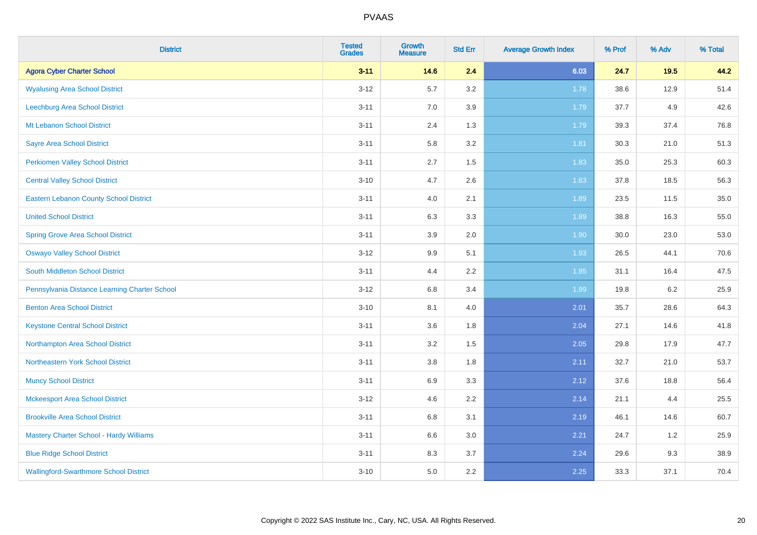| District | Tested Grades | Growth Measure | Std Err | Average Growth Index | % Prof | % Adv | % Total |
|---|---|---|---|---|---|---|---|
| **Agora Cyber Charter School** | **3-11** | **14.6** | **2.4** | **6.03** | **24.7** | **19.5** | **44.2** |
| Wyalusing Area School District | 3-12 | 5.7 | 3.2 | 1.78 | 38.6 | 12.9 | 51.4 |
| Leechburg Area School District | 3-11 | 7.0 | 3.9 | 1.79 | 37.7 | 4.9 | 42.6 |
| Mt Lebanon School District | 3-11 | 2.4 | 1.3 | 1.79 | 39.3 | 37.4 | 76.8 |
| Sayre Area School District | 3-11 | 5.8 | 3.2 | 1.81 | 30.3 | 21.0 | 51.3 |
| Perkiomen Valley School District | 3-11 | 2.7 | 1.5 | 1.83 | 35.0 | 25.3 | 60.3 |
| Central Valley School District | 3-10 | 4.7 | 2.6 | 1.83 | 37.8 | 18.5 | 56.3 |
| Eastern Lebanon County School District | 3-11 | 4.0 | 2.1 | 1.89 | 23.5 | 11.5 | 35.0 |
| United School District | 3-11 | 6.3 | 3.3 | 1.89 | 38.8 | 16.3 | 55.0 |
| Spring Grove Area School District | 3-11 | 3.9 | 2.0 | 1.90 | 30.0 | 23.0 | 53.0 |
| Oswayo Valley School District | 3-12 | 9.9 | 5.1 | 1.93 | 26.5 | 44.1 | 70.6 |
| South Middleton School District | 3-11 | 4.4 | 2.2 | 1.95 | 31.1 | 16.4 | 47.5 |
| Pennsylvania Distance Learning Charter School | 3-12 | 6.8 | 3.4 | 1.99 | 19.8 | 6.2 | 25.9 |
| Benton Area School District | 3-10 | 8.1 | 4.0 | 2.01 | 35.7 | 28.6 | 64.3 |
| Keystone Central School District | 3-11 | 3.6 | 1.8 | 2.04 | 27.1 | 14.6 | 41.8 |
| Northampton Area School District | 3-11 | 3.2 | 1.5 | 2.05 | 29.8 | 17.9 | 47.7 |
| Northeastern York School District | 3-11 | 3.8 | 1.8 | 2.11 | 32.7 | 21.0 | 53.7 |
| Muncy School District | 3-11 | 6.9 | 3.3 | 2.12 | 37.6 | 18.8 | 56.4 |
| Mckeesport Area School District | 3-12 | 4.6 | 2.2 | 2.14 | 21.1 | 4.4 | 25.5 |
| Brookville Area School District | 3-11 | 6.8 | 3.1 | 2.19 | 46.1 | 14.6 | 60.7 |
| Mastery Charter School - Hardy Williams | 3-11 | 6.6 | 3.0 | 2.21 | 24.7 | 1.2 | 25.9 |
| Blue Ridge School District | 3-11 | 8.3 | 3.7 | 2.24 | 29.6 | 9.3 | 38.9 |
| Wallingford-Swarthmore School District | 3-10 | 5.0 | 2.2 | 2.25 | 33.3 | 37.1 | 70.4 |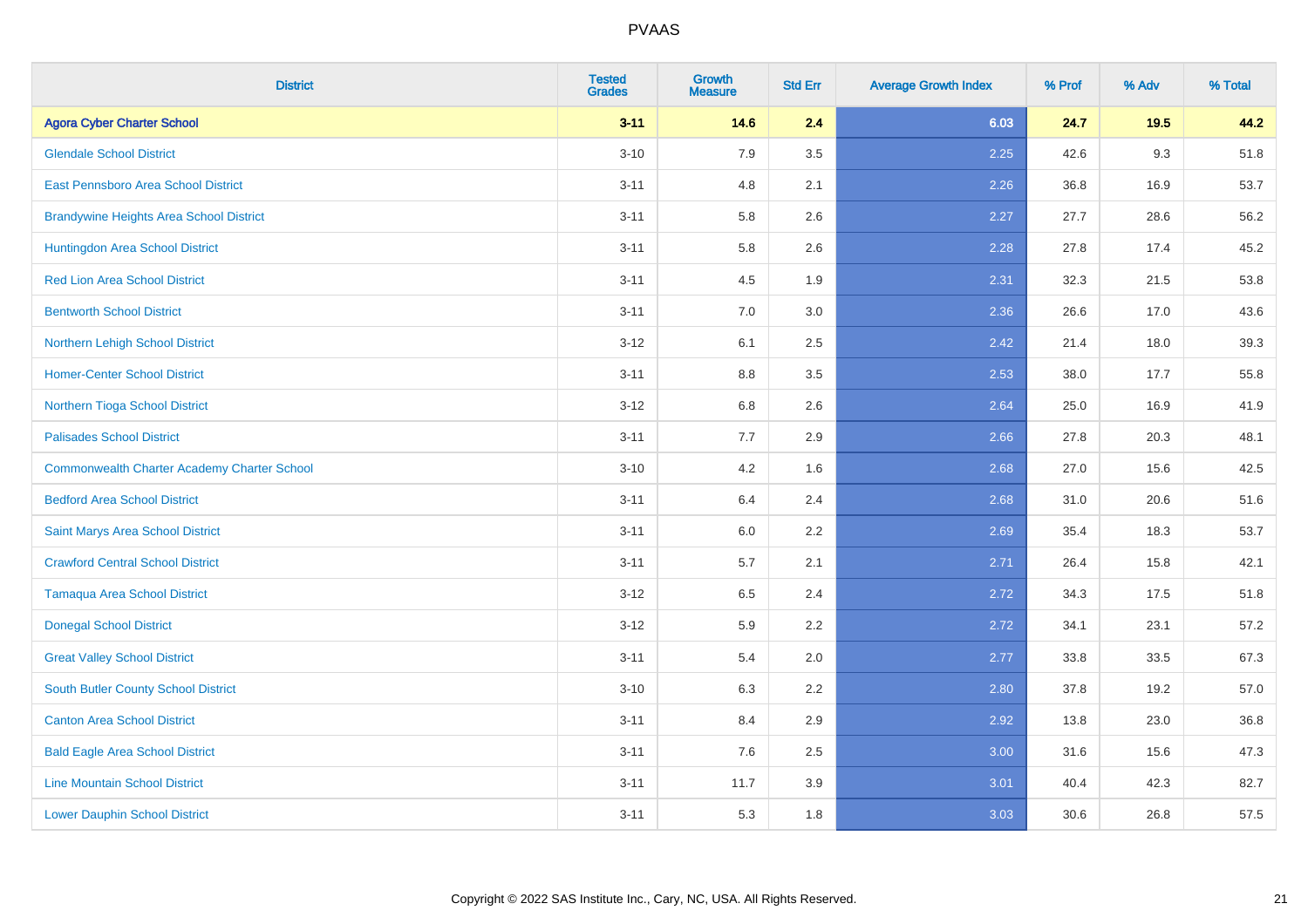| District | Tested Grades | Growth Measure | Std Err | Average Growth Index | % Prof | % Adv | % Total |
|---|---|---|---|---|---|---|---|
| **Agora Cyber Charter School** | **3-11** | **14.6** | **2.4** | **6.03** | **24.7** | **19.5** | **44.2** |
| Glendale School District | 3-10 | 7.9 | 3.5 | 2.25 | 42.6 | 9.3 | 51.8 |
| East Pennsboro Area School District | 3-11 | 4.8 | 2.1 | 2.26 | 36.8 | 16.9 | 53.7 |
| Brandywine Heights Area School District | 3-11 | 5.8 | 2.6 | 2.27 | 27.7 | 28.6 | 56.2 |
| Huntingdon Area School District | 3-11 | 5.8 | 2.6 | 2.28 | 27.8 | 17.4 | 45.2 |
| Red Lion Area School District | 3-11 | 4.5 | 1.9 | 2.31 | 32.3 | 21.5 | 53.8 |
| Bentworth School District | 3-11 | 7.0 | 3.0 | 2.36 | 26.6 | 17.0 | 43.6 |
| Northern Lehigh School District | 3-12 | 6.1 | 2.5 | 2.42 | 21.4 | 18.0 | 39.3 |
| Homer-Center School District | 3-11 | 8.8 | 3.5 | 2.53 | 38.0 | 17.7 | 55.8 |
| Northern Tioga School District | 3-12 | 6.8 | 2.6 | 2.64 | 25.0 | 16.9 | 41.9 |
| Palisades School District | 3-11 | 7.7 | 2.9 | 2.66 | 27.8 | 20.3 | 48.1 |
| Commonwealth Charter Academy Charter School | 3-10 | 4.2 | 1.6 | 2.68 | 27.0 | 15.6 | 42.5 |
| Bedford Area School District | 3-11 | 6.4 | 2.4 | 2.68 | 31.0 | 20.6 | 51.6 |
| Saint Marys Area School District | 3-11 | 6.0 | 2.2 | 2.69 | 35.4 | 18.3 | 53.7 |
| Crawford Central School District | 3-11 | 5.7 | 2.1 | 2.71 | 26.4 | 15.8 | 42.1 |
| Tamaqua Area School District | 3-12 | 6.5 | 2.4 | 2.72 | 34.3 | 17.5 | 51.8 |
| Donegal School District | 3-12 | 5.9 | 2.2 | 2.72 | 34.1 | 23.1 | 57.2 |
| Great Valley School District | 3-11 | 5.4 | 2.0 | 2.77 | 33.8 | 33.5 | 67.3 |
| South Butler County School District | 3-10 | 6.3 | 2.2 | 2.80 | 37.8 | 19.2 | 57.0 |
| Canton Area School District | 3-11 | 8.4 | 2.9 | 2.92 | 13.8 | 23.0 | 36.8 |
| Bald Eagle Area School District | 3-11 | 7.6 | 2.5 | 3.00 | 31.6 | 15.6 | 47.3 |
| Line Mountain School District | 3-11 | 11.7 | 3.9 | 3.01 | 40.4 | 42.3 | 82.7 |
| Lower Dauphin School District | 3-11 | 5.3 | 1.8 | 3.03 | 30.6 | 26.8 | 57.5 |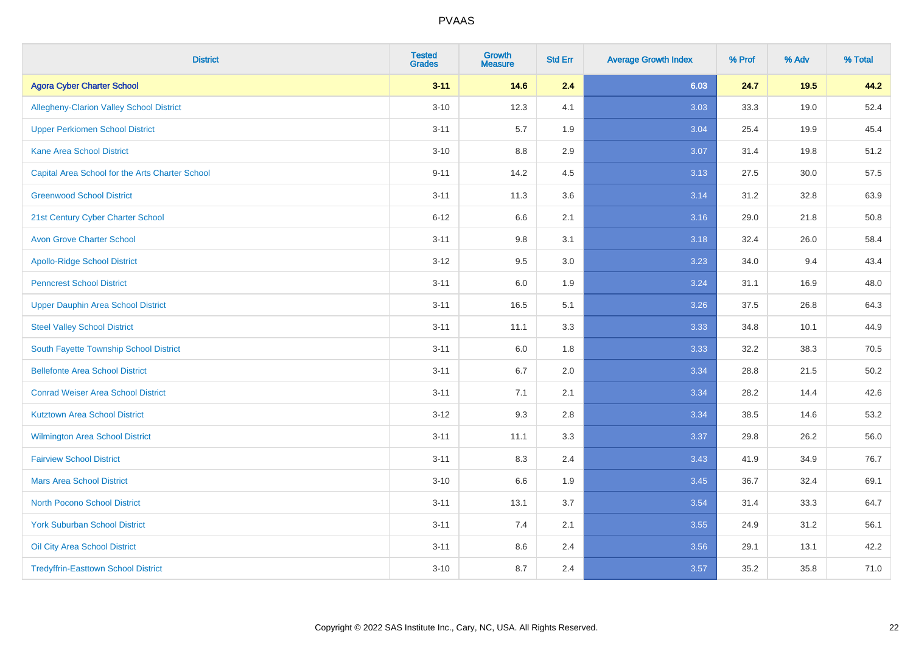# PVAAS

| District | Tested Grades | Growth Measure | Std Err | Average Growth Index | % Prof | % Adv | % Total |
|---|---|---|---|---|---|---|---|
| **Agora Cyber Charter School** | **3-11** | **14.6** | **2.4** | **6.03** | **24.7** | **19.5** | **44.2** |
| Allegheny-Clarion Valley School District | 3-10 | 12.3 | 4.1 | 3.03 | 33.3 | 19.0 | 52.4 |
| Upper Perkiomen School District | 3-11 | 5.7 | 1.9 | 3.04 | 25.4 | 19.9 | 45.4 |
| Kane Area School District | 3-10 | 8.8 | 2.9 | 3.07 | 31.4 | 19.8 | 51.2 |
| Capital Area School for the Arts Charter School | 9-11 | 14.2 | 4.5 | 3.13 | 27.5 | 30.0 | 57.5 |
| Greenwood School District | 3-11 | 11.3 | 3.6 | 3.14 | 31.2 | 32.8 | 63.9 |
| 21st Century Cyber Charter School | 6-12 | 6.6 | 2.1 | 3.16 | 29.0 | 21.8 | 50.8 |
| Avon Grove Charter School | 3-11 | 9.8 | 3.1 | 3.18 | 32.4 | 26.0 | 58.4 |
| Apollo-Ridge School District | 3-12 | 9.5 | 3.0 | 3.23 | 34.0 | 9.4 | 43.4 |
| Penncrest School District | 3-11 | 6.0 | 1.9 | 3.24 | 31.1 | 16.9 | 48.0 |
| Upper Dauphin Area School District | 3-11 | 16.5 | 5.1 | 3.26 | 37.5 | 26.8 | 64.3 |
| Steel Valley School District | 3-11 | 11.1 | 3.3 | 3.33 | 34.8 | 10.1 | 44.9 |
| South Fayette Township School District | 3-11 | 6.0 | 1.8 | 3.33 | 32.2 | 38.3 | 70.5 |
| Bellefonte Area School District | 3-11 | 6.7 | 2.0 | 3.34 | 28.8 | 21.5 | 50.2 |
| Conrad Weiser Area School District | 3-11 | 7.1 | 2.1 | 3.34 | 28.2 | 14.4 | 42.6 |
| Kutztown Area School District | 3-12 | 9.3 | 2.8 | 3.34 | 38.5 | 14.6 | 53.2 |
| Wilmington Area School District | 3-11 | 11.1 | 3.3 | 3.37 | 29.8 | 26.2 | 56.0 |
| Fairview School District | 3-11 | 8.3 | 2.4 | 3.43 | 41.9 | 34.9 | 76.7 |
| Mars Area School District | 3-10 | 6.6 | 1.9 | 3.45 | 36.7 | 32.4 | 69.1 |
| North Pocono School District | 3-11 | 13.1 | 3.7 | 3.54 | 31.4 | 33.3 | 64.7 |
| York Suburban School District | 3-11 | 7.4 | 2.1 | 3.55 | 24.9 | 31.2 | 56.1 |
| Oil City Area School District | 3-11 | 8.6 | 2.4 | 3.56 | 29.1 | 13.1 | 42.2 |
| Tredyffrin-Easttown School District | 3-10 | 8.7 | 2.4 | 3.57 | 35.2 | 35.8 | 71.0 |

Copyright © 2022 SAS Institute Inc., Cary, NC, USA. All Rights Reserved.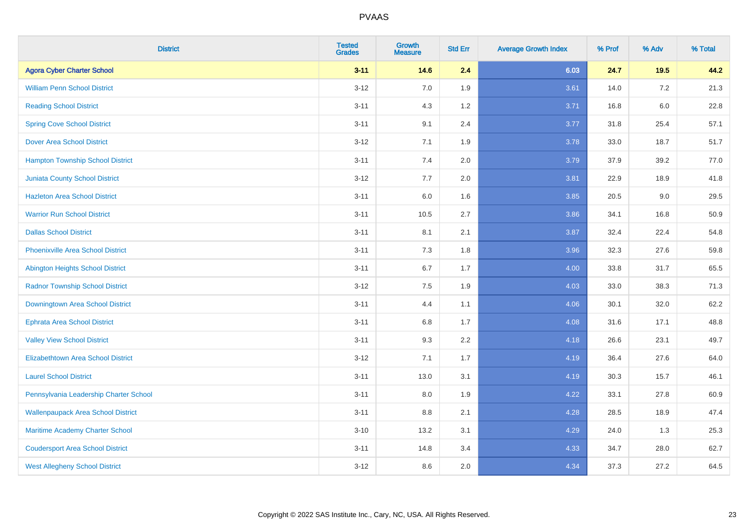# PVAAS

| District | Tested Grades | Growth Measure | Std Err | Average Growth Index | % Prof | % Adv | % Total |
|---|---|---|---|---|---|---|---|
| **Agora Cyber Charter School** | **3-11** | **14.6** | **2.4** | **6.03** | **24.7** | **19.5** | **44.2** |
| William Penn School District | 3-12 | 7.0 | 1.9 | 3.61 | 14.0 | 7.2 | 21.3 |
| Reading School District | 3-11 | 4.3 | 1.2 | 3.71 | 16.8 | 6.0 | 22.8 |
| Spring Cove School District | 3-11 | 9.1 | 2.4 | 3.77 | 31.8 | 25.4 | 57.1 |
| Dover Area School District | 3-12 | 7.1 | 1.9 | 3.78 | 33.0 | 18.7 | 51.7 |
| Hampton Township School District | 3-11 | 7.4 | 2.0 | 3.79 | 37.9 | 39.2 | 77.0 |
| Juniata County School District | 3-12 | 7.7 | 2.0 | 3.81 | 22.9 | 18.9 | 41.8 |
| Hazleton Area School District | 3-11 | 6.0 | 1.6 | 3.85 | 20.5 | 9.0 | 29.5 |
| Warrior Run School District | 3-11 | 10.5 | 2.7 | 3.86 | 34.1 | 16.8 | 50.9 |
| Dallas School District | 3-11 | 8.1 | 2.1 | 3.87 | 32.4 | 22.4 | 54.8 |
| Phoenixville Area School District | 3-11 | 7.3 | 1.8 | 3.96 | 32.3 | 27.6 | 59.8 |
| Abington Heights School District | 3-11 | 6.7 | 1.7 | 4.00 | 33.8 | 31.7 | 65.5 |
| Radnor Township School District | 3-12 | 7.5 | 1.9 | 4.03 | 33.0 | 38.3 | 71.3 |
| Downingtown Area School District | 3-11 | 4.4 | 1.1 | 4.06 | 30.1 | 32.0 | 62.2 |
| Ephrata Area School District | 3-11 | 6.8 | 1.7 | 4.08 | 31.6 | 17.1 | 48.8 |
| Valley View School District | 3-11 | 9.3 | 2.2 | 4.18 | 26.6 | 23.1 | 49.7 |
| Elizabethtown Area School District | 3-12 | 7.1 | 1.7 | 4.19 | 36.4 | 27.6 | 64.0 |
| Laurel School District | 3-11 | 13.0 | 3.1 | 4.19 | 30.3 | 15.7 | 46.1 |
| Pennsylvania Leadership Charter School | 3-11 | 8.0 | 1.9 | 4.22 | 33.1 | 27.8 | 60.9 |
| Wallenpaupack Area School District | 3-11 | 8.8 | 2.1 | 4.28 | 28.5 | 18.9 | 47.4 |
| Maritime Academy Charter School | 3-10 | 13.2 | 3.1 | 4.29 | 24.0 | 1.3 | 25.3 |
| Coudersport Area School District | 3-11 | 14.8 | 3.4 | 4.33 | 34.7 | 28.0 | 62.7 |
| West Allegheny School District | 3-12 | 8.6 | 2.0 | 4.34 | 37.3 | 27.2 | 64.5 |

Copyright © 2022 SAS Institute Inc., Cary, NC, USA. All Rights Reserved.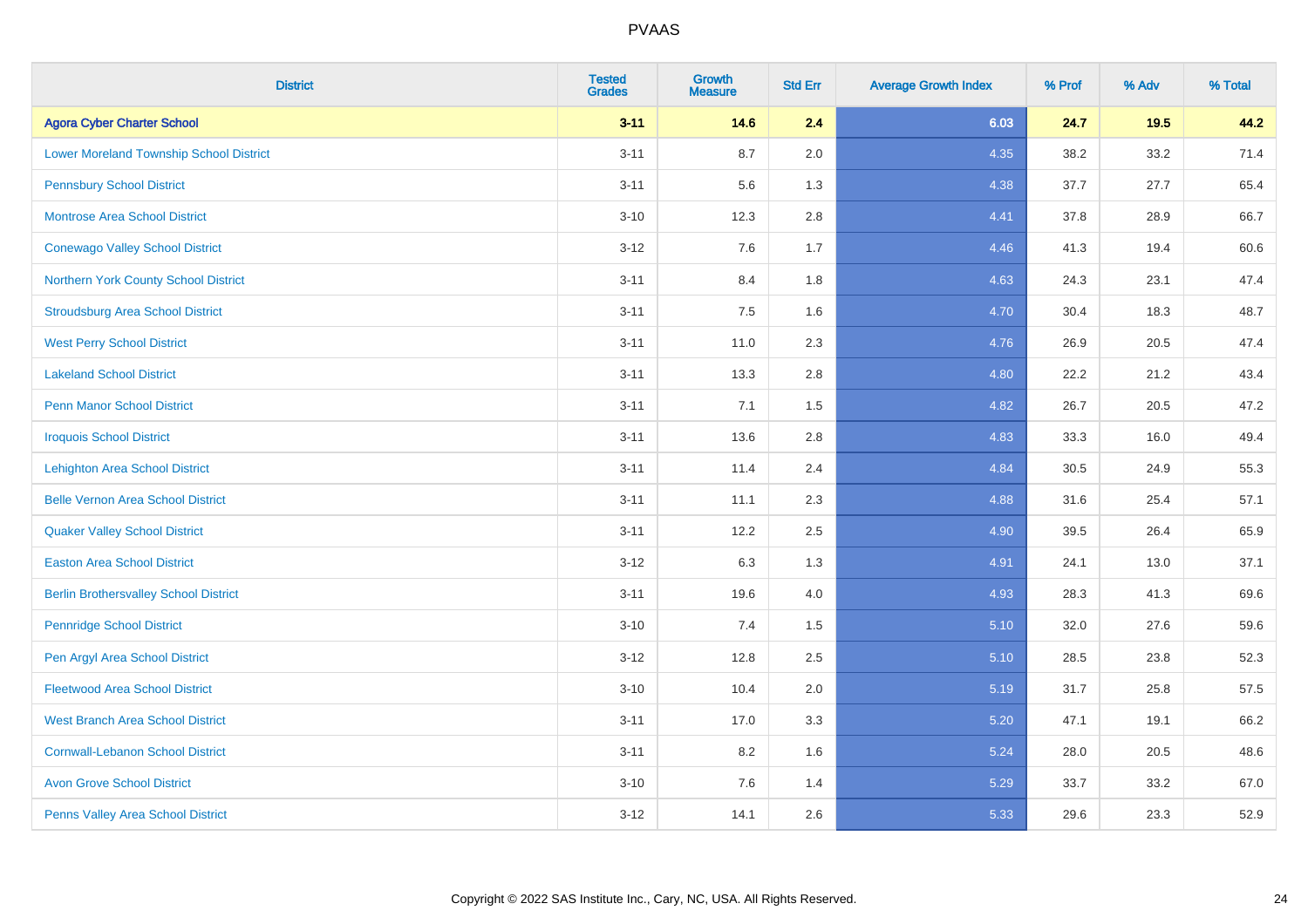# PVAAS

| District | Tested Grades | Growth Measure | Std Err | Average Growth Index | % Prof | % Adv | % Total |
|---|---|---|---|---|---|---|---|
| **Agora Cyber Charter School** | **3-11** | **14.6** | **2.4** | **6.03** | **24.7** | **19.5** | **44.2** |
| Lower Moreland Township School District | 3-11 | 8.7 | 2.0 | 4.35 | 38.2 | 33.2 | 71.4 |
| Pennsbury School District | 3-11 | 5.6 | 1.3 | 4.38 | 37.7 | 27.7 | 65.4 |
| Montrose Area School District | 3-10 | 12.3 | 2.8 | 4.41 | 37.8 | 28.9 | 66.7 |
| Conewago Valley School District | 3-12 | 7.6 | 1.7 | 4.46 | 41.3 | 19.4 | 60.6 |
| Northern York County School District | 3-11 | 8.4 | 1.8 | 4.63 | 24.3 | 23.1 | 47.4 |
| Stroudsburg Area School District | 3-11 | 7.5 | 1.6 | 4.70 | 30.4 | 18.3 | 48.7 |
| West Perry School District | 3-11 | 11.0 | 2.3 | 4.76 | 26.9 | 20.5 | 47.4 |
| Lakeland School District | 3-11 | 13.3 | 2.8 | 4.80 | 22.2 | 21.2 | 43.4 |
| Penn Manor School District | 3-11 | 7.1 | 1.5 | 4.82 | 26.7 | 20.5 | 47.2 |
| Iroquois School District | 3-11 | 13.6 | 2.8 | 4.83 | 33.3 | 16.0 | 49.4 |
| Lehighton Area School District | 3-11 | 11.4 | 2.4 | 4.84 | 30.5 | 24.9 | 55.3 |
| Belle Vernon Area School District | 3-11 | 11.1 | 2.3 | 4.88 | 31.6 | 25.4 | 57.1 |
| Quaker Valley School District | 3-11 | 12.2 | 2.5 | 4.90 | 39.5 | 26.4 | 65.9 |
| Easton Area School District | 3-12 | 6.3 | 1.3 | 4.91 | 24.1 | 13.0 | 37.1 |
| Berlin Brothersvalley School District | 3-11 | 19.6 | 4.0 | 4.93 | 28.3 | 41.3 | 69.6 |
| Pennridge School District | 3-10 | 7.4 | 1.5 | 5.10 | 32.0 | 27.6 | 59.6 |
| Pen Argyl Area School District | 3-12 | 12.8 | 2.5 | 5.10 | 28.5 | 23.8 | 52.3 |
| Fleetwood Area School District | 3-10 | 10.4 | 2.0 | 5.19 | 31.7 | 25.8 | 57.5 |
| West Branch Area School District | 3-11 | 17.0 | 3.3 | 5.20 | 47.1 | 19.1 | 66.2 |
| Cornwall-Lebanon School District | 3-11 | 8.2 | 1.6 | 5.24 | 28.0 | 20.5 | 48.6 |
| Avon Grove School District | 3-10 | 7.6 | 1.4 | 5.29 | 33.7 | 33.2 | 67.0 |
| Penns Valley Area School District | 3-12 | 14.1 | 2.6 | 5.33 | 29.6 | 23.3 | 52.9 |

Copyright © 2022 SAS Institute Inc., Cary, NC, USA. All Rights Reserved.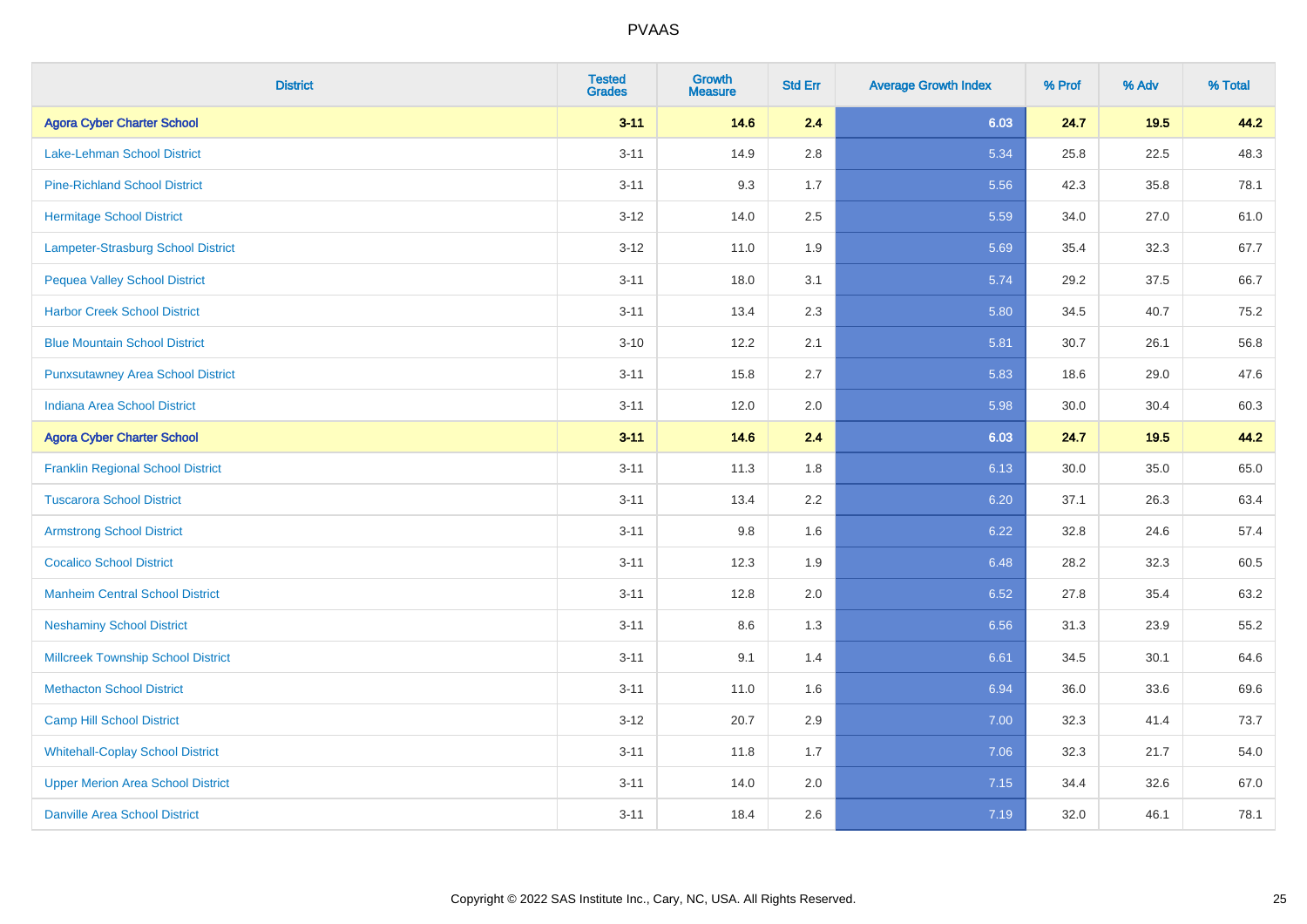# PVAAS

| District | Tested Grades | Growth Measure | Std Err | Average Growth Index | % Prof | % Adv | % Total |
|---|---|---|---|---|---|---|---|
| **Agora Cyber Charter School** | **3-11** | **14.6** | **2.4** | **6.03** | **24.7** | **19.5** | **44.2** |
| Lake-Lehman School District | 3-11 | 14.9 | 2.8 | 5.34 | 25.8 | 22.5 | 48.3 |
| Pine-Richland School District | 3-11 | 9.3 | 1.7 | 5.56 | 42.3 | 35.8 | 78.1 |
| Hermitage School District | 3-12 | 14.0 | 2.5 | 5.59 | 34.0 | 27.0 | 61.0 |
| Lampeter-Strasburg School District | 3-12 | 11.0 | 1.9 | 5.69 | 35.4 | 32.3 | 67.7 |
| Pequea Valley School District | 3-11 | 18.0 | 3.1 | 5.74 | 29.2 | 37.5 | 66.7 |
| Harbor Creek School District | 3-11 | 13.4 | 2.3 | 5.80 | 34.5 | 40.7 | 75.2 |
| Blue Mountain School District | 3-10 | 12.2 | 2.1 | 5.81 | 30.7 | 26.1 | 56.8 |
| Punxsutawney Area School District | 3-11 | 15.8 | 2.7 | 5.83 | 18.6 | 29.0 | 47.6 |
| Indiana Area School District | 3-11 | 12.0 | 2.0 | 5.98 | 30.0 | 30.4 | 60.3 |
| **Agora Cyber Charter School** | **3-11** | **14.6** | **2.4** | **6.03** | **24.7** | **19.5** | **44.2** |
| Franklin Regional School District | 3-11 | 11.3 | 1.8 | 6.13 | 30.0 | 35.0 | 65.0 |
| Tuscarora School District | 3-11 | 13.4 | 2.2 | 6.20 | 37.1 | 26.3 | 63.4 |
| Armstrong School District | 3-11 | 9.8 | 1.6 | 6.22 | 32.8 | 24.6 | 57.4 |
| Cocalico School District | 3-11 | 12.3 | 1.9 | 6.48 | 28.2 | 32.3 | 60.5 |
| Manheim Central School District | 3-11 | 12.8 | 2.0 | 6.52 | 27.8 | 35.4 | 63.2 |
| Neshaminy School District | 3-11 | 8.6 | 1.3 | 6.56 | 31.3 | 23.9 | 55.2 |
| Millcreek Township School District | 3-11 | 9.1 | 1.4 | 6.61 | 34.5 | 30.1 | 64.6 |
| Methacton School District | 3-11 | 11.0 | 1.6 | 6.94 | 36.0 | 33.6 | 69.6 |
| Camp Hill School District | 3-12 | 20.7 | 2.9 | 7.00 | 32.3 | 41.4 | 73.7 |
| Whitehall-Coplay School District | 3-11 | 11.8 | 1.7 | 7.06 | 32.3 | 21.7 | 54.0 |
| Upper Merion Area School District | 3-11 | 14.0 | 2.0 | 7.15 | 34.4 | 32.6 | 67.0 |
| Danville Area School District | 3-11 | 18.4 | 2.6 | 7.19 | 32.0 | 46.1 | 78.1 |

Copyright © 2022 SAS Institute Inc., Cary, NC, USA. All Rights Reserved.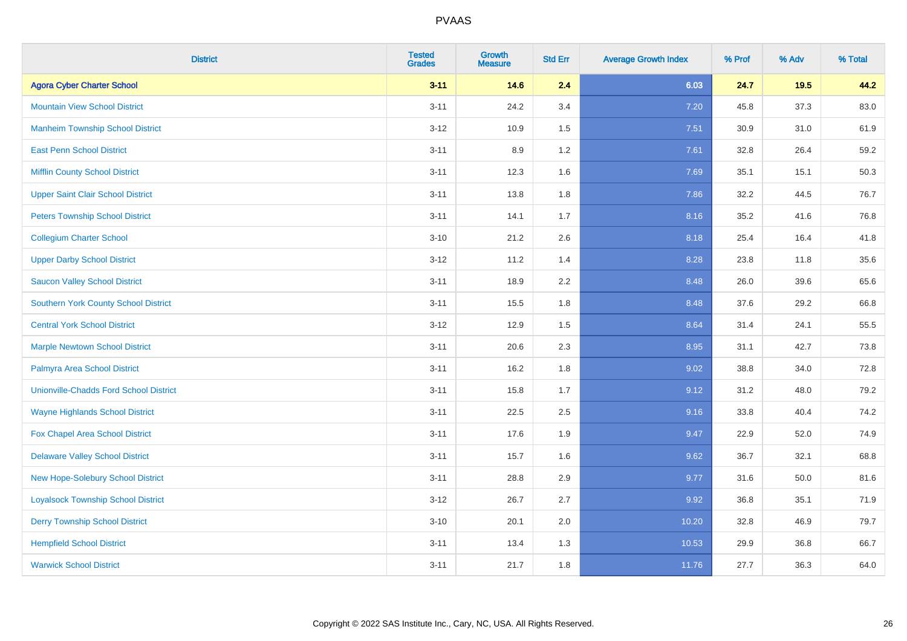# PVAAS

| District | Tested Grades | Growth Measure | Std Err | Average Growth Index | % Prof | % Adv | % Total |
|---|---|---|---|---|---|---|---|
| **Agora Cyber Charter School** | **3-11** | **14.6** | **2.4** | **6.03** | **24.7** | **19.5** | **44.2** |
| Mountain View School District | 3-11 | 24.2 | 3.4 | 7.20 | 45.8 | 37.3 | 83.0 |
| Manheim Township School District | 3-12 | 10.9 | 1.5 | 7.51 | 30.9 | 31.0 | 61.9 |
| East Penn School District | 3-11 | 8.9 | 1.2 | 7.61 | 32.8 | 26.4 | 59.2 |
| Mifflin County School District | 3-11 | 12.3 | 1.6 | 7.69 | 35.1 | 15.1 | 50.3 |
| Upper Saint Clair School District | 3-11 | 13.8 | 1.8 | 7.86 | 32.2 | 44.5 | 76.7 |
| Peters Township School District | 3-11 | 14.1 | 1.7 | 8.16 | 35.2 | 41.6 | 76.8 |
| Collegium Charter School | 3-10 | 21.2 | 2.6 | 8.18 | 25.4 | 16.4 | 41.8 |
| Upper Darby School District | 3-12 | 11.2 | 1.4 | 8.28 | 23.8 | 11.8 | 35.6 |
| Saucon Valley School District | 3-11 | 18.9 | 2.2 | 8.48 | 26.0 | 39.6 | 65.6 |
| Southern York County School District | 3-11 | 15.5 | 1.8 | 8.48 | 37.6 | 29.2 | 66.8 |
| Central York School District | 3-12 | 12.9 | 1.5 | 8.64 | 31.4 | 24.1 | 55.5 |
| Marple Newtown School District | 3-11 | 20.6 | 2.3 | 8.95 | 31.1 | 42.7 | 73.8 |
| Palmyra Area School District | 3-11 | 16.2 | 1.8 | 9.02 | 38.8 | 34.0 | 72.8 |
| Unionville-Chadds Ford School District | 3-11 | 15.8 | 1.7 | 9.12 | 31.2 | 48.0 | 79.2 |
| Wayne Highlands School District | 3-11 | 22.5 | 2.5 | 9.16 | 33.8 | 40.4 | 74.2 |
| Fox Chapel Area School District | 3-11 | 17.6 | 1.9 | 9.47 | 22.9 | 52.0 | 74.9 |
| Delaware Valley School District | 3-11 | 15.7 | 1.6 | 9.62 | 36.7 | 32.1 | 68.8 |
| New Hope-Solebury School District | 3-11 | 28.8 | 2.9 | 9.77 | 31.6 | 50.0 | 81.6 |
| Loyalsock Township School District | 3-12 | 26.7 | 2.7 | 9.92 | 36.8 | 35.1 | 71.9 |
| Derry Township School District | 3-10 | 20.1 | 2.0 | 10.20 | 32.8 | 46.9 | 79.7 |
| Hempfield School District | 3-11 | 13.4 | 1.3 | 10.53 | 29.9 | 36.8 | 66.7 |
| Warwick School District | 3-11 | 21.7 | 1.8 | 11.76 | 27.7 | 36.3 | 64.0 |

Copyright © 2022 SAS Institute Inc., Cary, NC, USA. All Rights Reserved.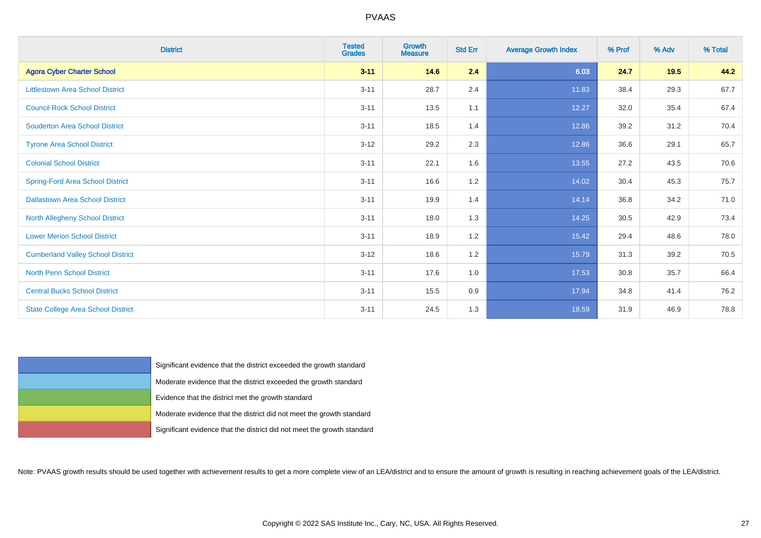# PVAAS

| District | Tested Grades | Growth Measure | Std Err | Average Growth Index | % Prof | % Adv | % Total |
|---|---|---|---|---|---|---|---|
| **Agora Cyber Charter School** | **3-11** | **14.6** | **2.4** | **6.03** | **24.7** | **19.5** | **44.2** |
| Littlestown Area School District | 3-11 | 28.7 | 2.4 | 11.83 | 38.4 | 29.3 | 67.7 |
| Council Rock School District | 3-11 | 13.5 | 1.1 | 12.27 | 32.0 | 35.4 | 67.4 |
| Souderton Area School District | 3-11 | 18.5 | 1.4 | 12.86 | 39.2 | 31.2 | 70.4 |
| Tyrone Area School District | 3-12 | 29.2 | 2.3 | 12.86 | 36.6 | 29.1 | 65.7 |
| Colonial School District | 3-11 | 22.1 | 1.6 | 13.55 | 27.2 | 43.5 | 70.6 |
| Spring-Ford Area School District | 3-11 | 16.6 | 1.2 | 14.02 | 30.4 | 45.3 | 75.7 |
| Dallastown Area School District | 3-11 | 19.9 | 1.4 | 14.14 | 36.8 | 34.2 | 71.0 |
| North Allegheny School District | 3-11 | 18.0 | 1.3 | 14.25 | 30.5 | 42.9 | 73.4 |
| Lower Merion School District | 3-11 | 18.9 | 1.2 | 15.42 | 29.4 | 48.6 | 78.0 |
| Cumberland Valley School District | 3-12 | 18.6 | 1.2 | 15.79 | 31.3 | 39.2 | 70.5 |
| North Penn School District | 3-11 | 17.6 | 1.0 | 17.53 | 30.8 | 35.7 | 66.4 |
| Central Bucks School District | 3-11 | 15.5 | 0.9 | 17.94 | 34.8 | 41.4 | 76.2 |
| State College Area School District | 3-11 | 24.5 | 1.3 | 18.59 | 31.9 | 46.9 | 78.8 |

- Significant evidence that the district exceeded the growth standard
- Moderate evidence that the district exceeded the growth standard
- Evidence that the district met the growth standard
- Moderate evidence that the district did not meet the growth standard
- Significant evidence that the district did not meet the growth standard

Note: PVAAS growth results should be used together with achievement results to get a more complete view of an LEA/district and to ensure the amount of growth is resulting in reaching achievement goals of the LEA/district.

Copyright © 2022 SAS Institute Inc., Cary, NC, USA. All Rights Reserved.